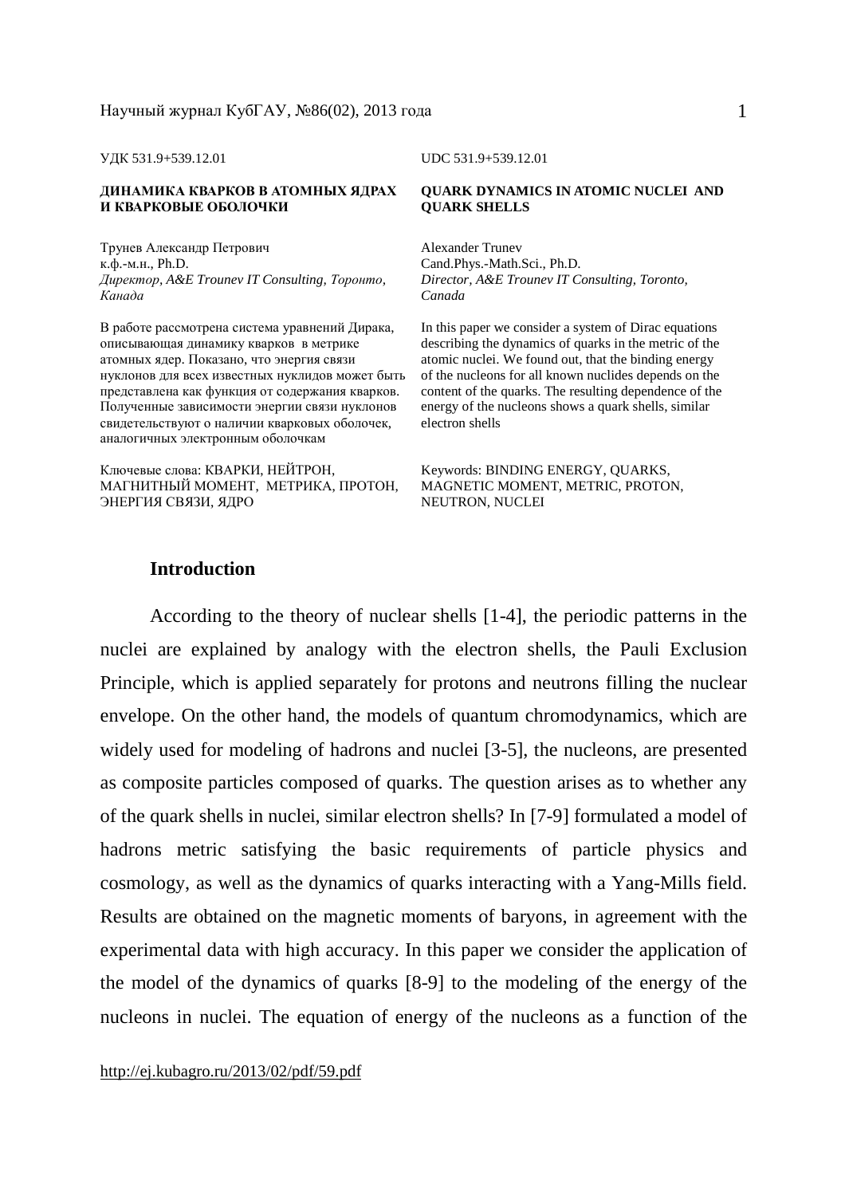УДК 531.9+539.12.01

**ДИНАМИКА КВАРКОВ В АТОМНЫХ ЯДРАХ И КВАРКОВЫЕ ОБОЛОЧКИ**

Трунев Александр Петрович
к.ф.-м.н., Ph.D.
*Директор, A&E Trounev IT Consulting, Торонто, Канада*

В работе рассмотрена система уравнений Дирака, описывающая динамику кварков в метрике атомных ядер. Показано, что энергия связи нуклонов для всех известных нуклидов может быть представлена как функция от содержания кварков. Полученные зависимости энергии связи нуклонов свидетельствуют о наличии кварковых оболочек, аналогичных электронным оболочкам

Ключевые слова: КВАРКИ, НЕЙТРОН, МАГНИТНЫЙ МОМЕНТ, МЕТРИКА, ПРОТОН, ЭНЕРГИЯ СВЯЗИ, ЯДРО

UDC 531.9+539.12.01

**QUARK DYNAMICS IN ATOMIC NUCLEI AND QUARK SHELLS**

Alexander Trunev
Cand.Phys.-Math.Sci., Ph.D.
*Director, A&E Trounev IT Consulting, Toronto, Canada*

In this paper we consider a system of Dirac equations describing the dynamics of quarks in the metric of the atomic nuclei. We found out, that the binding energy of the nucleons for all known nuclides depends on the content of the quarks. The resulting dependence of the energy of the nucleons shows a quark shells, similar electron shells

Keywords: BINDING ENERGY, QUARKS, MAGNETIC MOMENT, METRIC, PROTON, NEUTRON, NUCLEI

## Introduction

According to the theory of nuclear shells [1-4], the periodic patterns in the nuclei are explained by analogy with the electron shells, the Pauli Exclusion Principle, which is applied separately for protons and neutrons filling the nuclear envelope. On the other hand, the models of quantum chromodynamics, which are widely used for modeling of hadrons and nuclei [3-5], the nucleons, are presented as composite particles composed of quarks. The question arises as to whether any of the quark shells in nuclei, similar electron shells? In [7-9] formulated a model of hadrons metric satisfying the basic requirements of particle physics and cosmology, as well as the dynamics of quarks interacting with a Yang-Mills field. Results are obtained on the magnetic moments of baryons, in agreement with the experimental data with high accuracy. In this paper we consider the application of the model of the dynamics of quarks [8-9] to the modeling of the energy of the nucleons in nuclei. The equation of energy of the nucleons as a function of the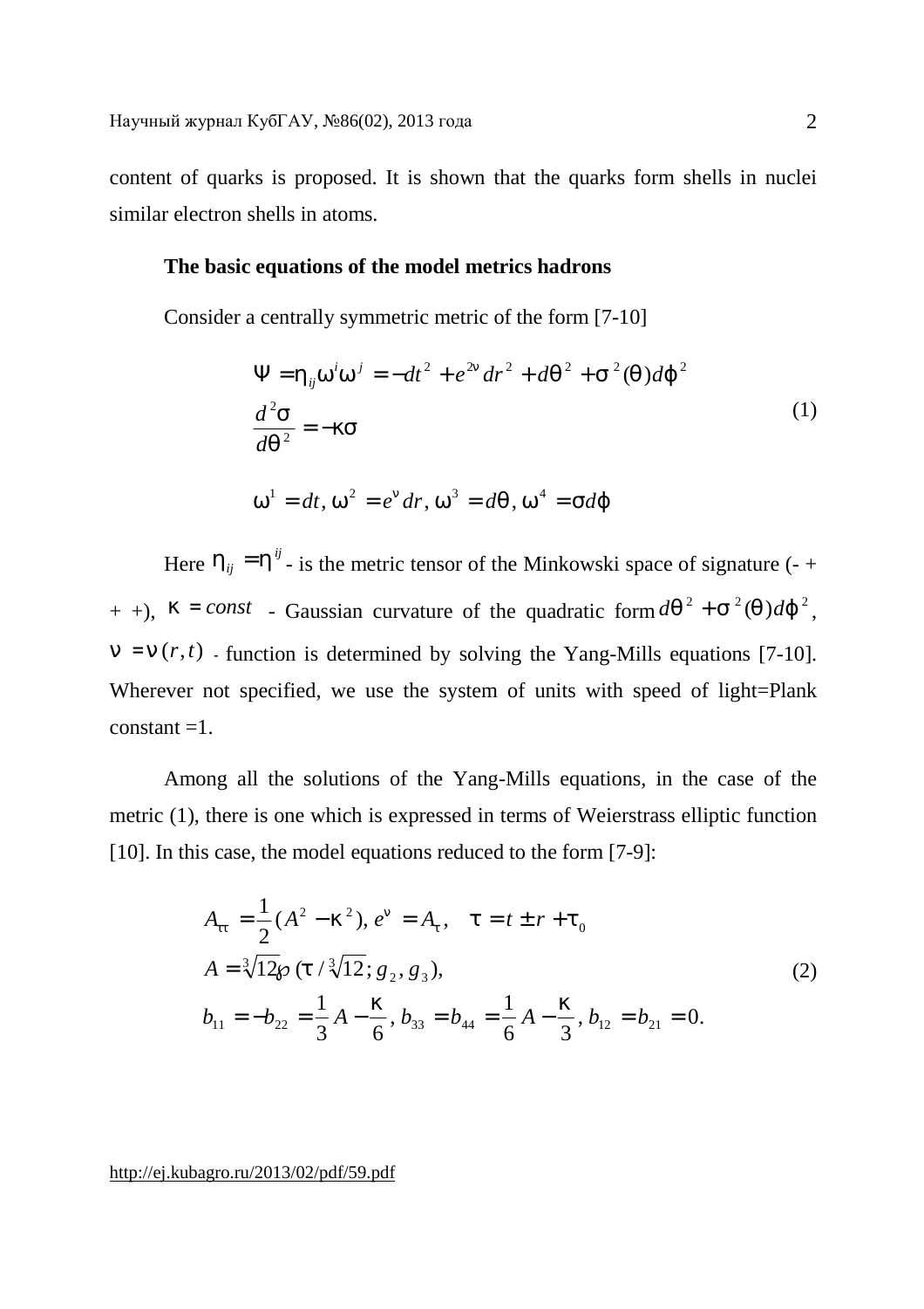content of quarks is proposed. It is shown that the quarks form shells in nuclei similar electron shells in atoms.

**The basic equations of the model metrics hadrons**

Consider a centrally symmetric metric of the form [7-10]

$$
\begin{aligned}
&\Psi = \eta_{ij}\omega^i\omega^j = -dt^2 + e^{2\nu}dr^2 + d\theta^2 + \sigma^2(\theta)d\varphi^2 \\
&\frac{d^2\sigma}{d\theta^2} = -\kappa\sigma \\
&\omega^1 = dt,\ \omega^2 = e^{\nu}dr,\ \omega^3 = d\theta,\ \omega^4 = \sigma d\varphi
\end{aligned}
\tag{1}
$$

Here $\eta_{ij} = \eta^{ij}$ - is the metric tensor of the Minkowski space of signature (- + + +), $\kappa = const$ - Gaussian curvature of the quadratic form $d\theta^2 + \sigma^2(\theta)d\varphi^2$, $\nu = \nu(r,t)$ - function is determined by solving the Yang-Mills equations [7-10]. Wherever not specified, we use the system of units with speed of light=Plank constant =1.

Among all the solutions of the Yang-Mills equations, in the case of the metric (1), there is one which is expressed in terms of Weierstrass elliptic function [10]. In this case, the model equations reduced to the form [7-9]:

$$
\begin{aligned}
&A_{\tau\tau} = \frac{1}{2}(A^2 - \kappa^2),\ e^{\nu} = A_{\tau}, \quad \tau = t \pm r + \tau_0 \\
&A = \sqrt[3]{12}\wp(\tau/\sqrt[3]{12}; g_2, g_3), \\
&b_{11} = -b_{22} = \frac{1}{3}A - \frac{\kappa}{6},\ b_{33} = b_{44} = \frac{1}{6}A - \frac{\kappa}{3},\ b_{12} = b_{21} = 0.
\end{aligned}
\tag{2}
$$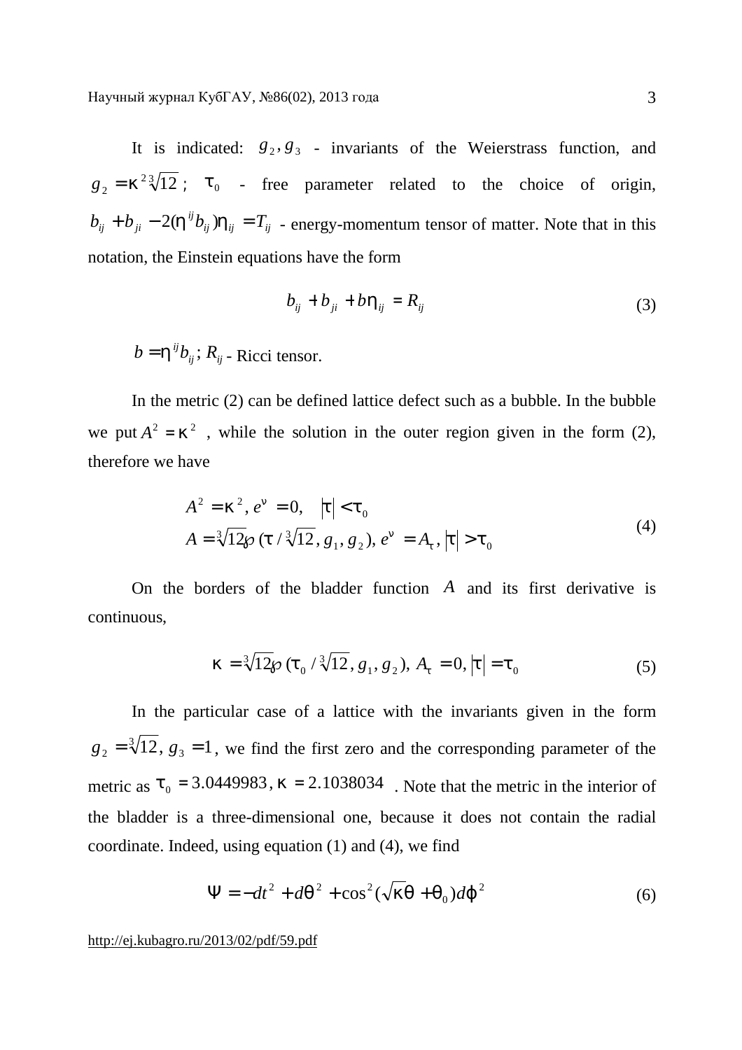It is indicated: $g_2, g_3$ - invariants of the Weierstrass function, and $g_2 = \kappa^2 \sqrt[3]{12}$; $\tau_0$ - free parameter related to the choice of origin, $b_{ij} + b_{ji} - 2(\eta^{ij} b_{ij})\eta_{ij} = T_{ij}$ - energy-momentum tensor of matter. Note that in this notation, the Einstein equations have the form

$$b_{ij} + b_{ji} + b\eta_{ij} = R_{ij} \tag{3}$$

$b = \eta^{ij} b_{ij}$; $R_{ij}$ - Ricci tensor.

In the metric (2) can be defined lattice defect such as a bubble. In the bubble we put $A^2 = \kappa^2$ , while the solution in the outer region given in the form (2), therefore we have

$$\begin{aligned} &A^2 = \kappa^2, e^{\nu} = 0, \quad |\tau| < \tau_0 \\ &A = \sqrt[3]{12}\wp(\tau / \sqrt[3]{12}, g_1, g_2), e^{\nu} = A_{\tau}, |\tau| > \tau_0 \end{aligned} \tag{4}$$

On the borders of the bladder function $A$ and its first derivative is continuous,

$$\kappa = \sqrt[3]{12}\wp(\tau_0 / \sqrt[3]{12}, g_1, g_2), \ A_{\tau} = 0, |\tau| = \tau_0 \tag{5}$$

In the particular case of a lattice with the invariants given in the form $g_2 = \sqrt[3]{12}, \ g_3 = 1$, we find the first zero and the corresponding parameter of the metric as $\tau_0 = 3.0449983, \kappa = 2.1038034$ . Note that the metric in the interior of the bladder is a three-dimensional one, because it does not contain the radial coordinate. Indeed, using equation (1) and (4), we find

$$\Psi = -dt^2 + d\theta^2 + \cos^2(\sqrt{\kappa}\theta + \theta_0)d\varphi^2 \tag{6}$$

http://ej.kubagro.ru/2013/02/pdf/59.pdf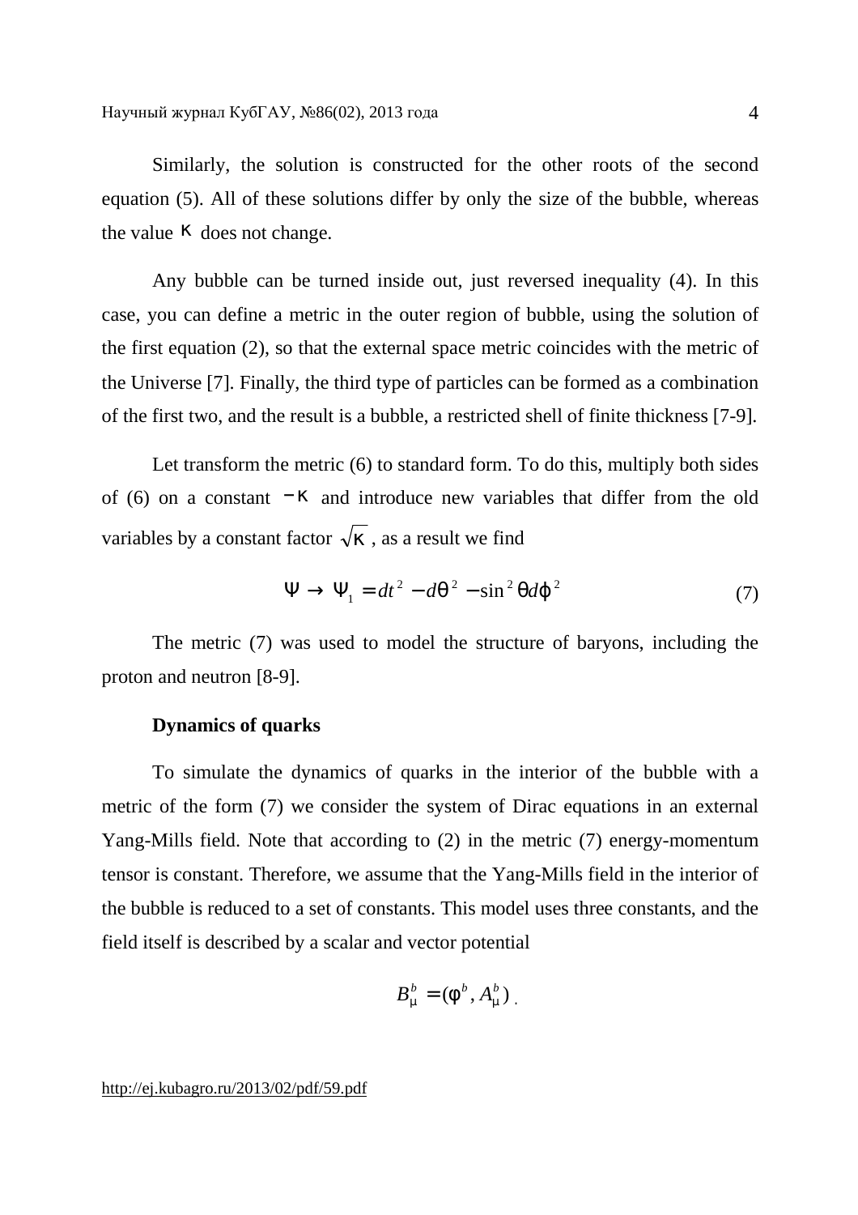Similarly, the solution is constructed for the other roots of the second equation (5). All of these solutions differ by only the size of the bubble, whereas the value $\kappa$ does not change.

Any bubble can be turned inside out, just reversed inequality (4). In this case, you can define a metric in the outer region of bubble, using the solution of the first equation (2), so that the external space metric coincides with the metric of the Universe [7]. Finally, the third type of particles can be formed as a combination of the first two, and the result is a bubble, a restricted shell of finite thickness [7-9].

Let transform the metric (6) to standard form. To do this, multiply both sides of (6) on a constant $-\kappa$ and introduce new variables that differ from the old variables by a constant factor $\sqrt{\kappa}$, as a result we find

$$\Psi \to \Psi_1 = dt^2 - d\theta^2 - \sin^2\theta d\varphi^2 \tag{7}$$

The metric (7) was used to model the structure of baryons, including the proton and neutron [8-9].

**Dynamics of quarks**

To simulate the dynamics of quarks in the interior of the bubble with a metric of the form (7) we consider the system of Dirac equations in an external Yang-Mills field. Note that according to (2) in the metric (7) energy-momentum tensor is constant. Therefore, we assume that the Yang-Mills field in the interior of the bubble is reduced to a set of constants. This model uses three constants, and the field itself is described by a scalar and vector potential

$$B_\mu^b = (\phi^b, A_\mu^b) .$$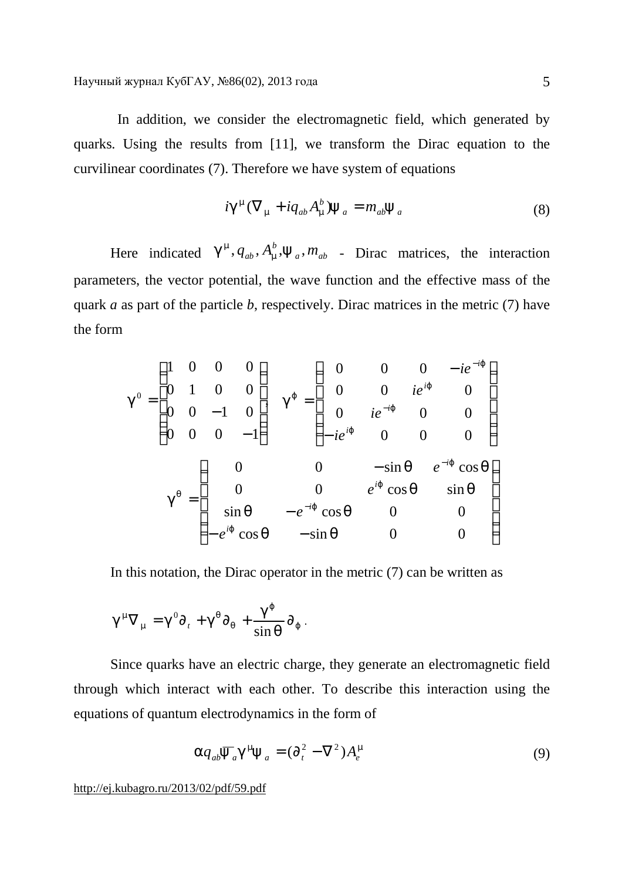In addition, we consider the electromagnetic field, which generated by quarks. Using the results from [11], we transform the Dirac equation to the curvilinear coordinates (7). Therefore we have system of equations

$$i\gamma^{\mu}(\nabla_{\mu} + iq_{ab}A_{\mu}^{b})\psi_{a} = m_{ab}\psi_{a} \tag{8}$$

Here indicated $\gamma^{\mu}, q_{ab}, A_{\mu}^{b}, \psi_{a}, m_{ab}$ - Dirac matrices, the interaction parameters, the vector potential, the wave function and the effective mass of the quark *a* as part of the particle *b*, respectively. Dirac matrices in the metric (7) have the form

$$\gamma^{0} = \begin{pmatrix} 1 & 0 & 0 & 0 \\ 0 & 1 & 0 & 0 \\ 0 & 0 & -1 & 0 \\ 0 & 0 & 0 & -1 \end{pmatrix}, \quad \gamma^{\phi} = \begin{pmatrix} 0 & 0 & 0 & -ie^{-i\phi} \\ 0 & 0 & ie^{i\phi} & 0 \\ 0 & ie^{-i\phi} & 0 & 0 \\ -ie^{i\phi} & 0 & 0 & 0 \end{pmatrix}$$

$$\gamma^{\theta} = \begin{pmatrix} 0 & 0 & -\sin\theta & e^{-i\phi}\cos\theta \\ 0 & 0 & e^{i\phi}\cos\theta & \sin\theta \\ \sin\theta & -e^{-i\phi}\cos\theta & 0 & 0 \\ -e^{i\phi}\cos\theta & -\sin\theta & 0 & 0 \end{pmatrix}$$

In this notation, the Dirac operator in the metric (7) can be written as

$$\gamma^{\mu}\nabla_{\mu} = \gamma^{0}\partial_{t} + \gamma^{\theta}\partial_{\theta} + \frac{\gamma^{\phi}}{\sin\theta}\partial_{\phi}.$$

Since quarks have an electric charge, they generate an electromagnetic field through which interact with each other. To describe this interaction using the equations of quantum electrodynamics in the form of

$$\alpha q_{ab}\bar{\psi}_{a}\gamma^{\mu}\psi_{a} = (\partial_{t}^{2} - \nabla^{2})A_{e}^{\mu} \tag{9}$$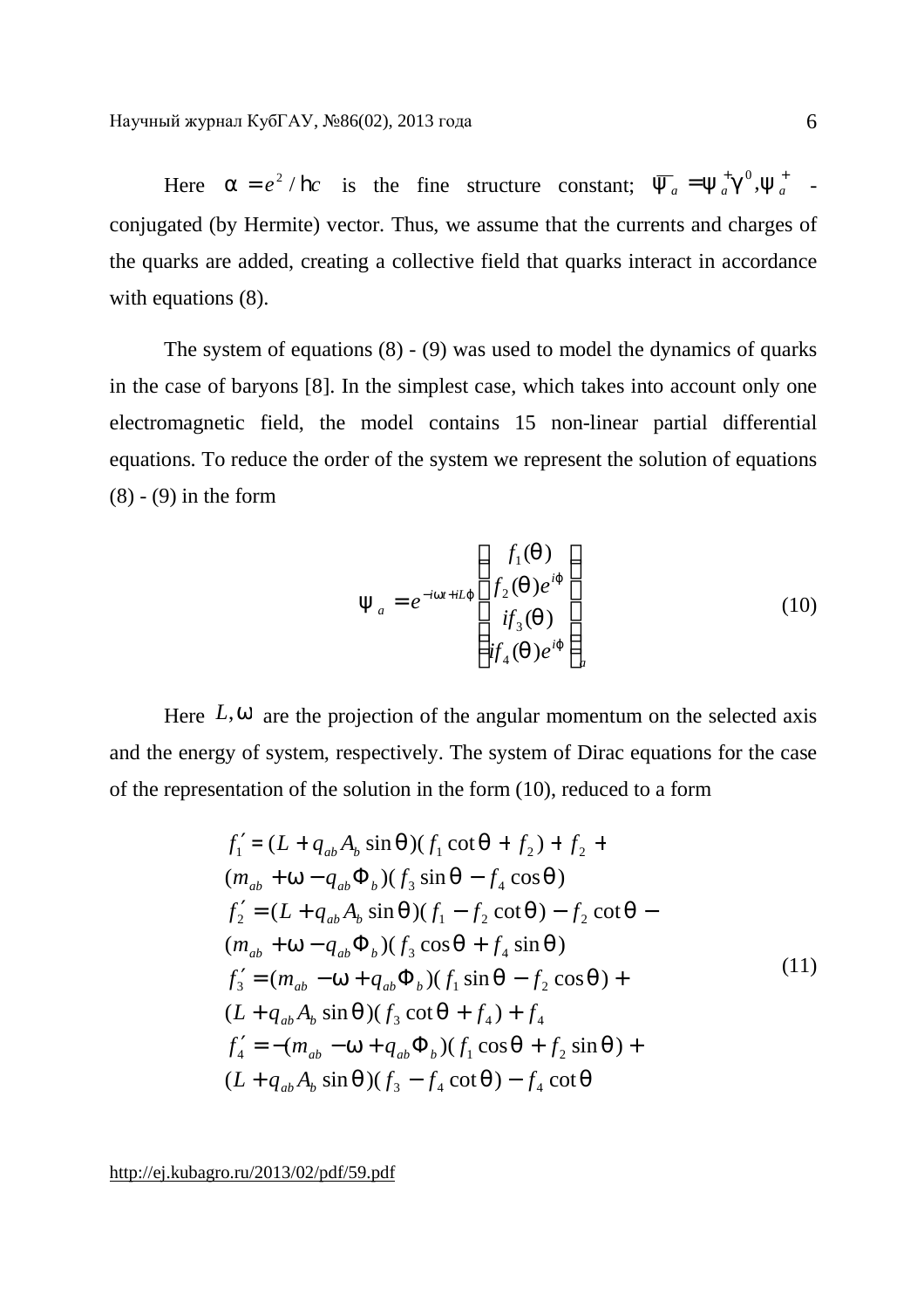Here $\alpha = e^2 / \hbar c$ is the fine structure constant; $\overline{\Psi}_a = \psi_a^+ \gamma^0, \psi_a^+$ - conjugated (by Hermite) vector. Thus, we assume that the currents and charges of the quarks are added, creating a collective field that quarks interact in accordance with equations (8).

The system of equations (8) - (9) was used to model the dynamics of quarks in the case of baryons [8]. In the simplest case, which takes into account only one electromagnetic field, the model contains 15 non-linear partial differential equations. To reduce the order of the system we represent the solution of equations (8) - (9) in the form

$$\psi_a = e^{-i\omega t + iL\varphi} \begin{pmatrix} f_1(\theta) \\ f_2(\theta) e^{i\varphi} \\ i f_3(\theta) \\ i f_4(\theta) e^{i\varphi} \end{pmatrix}_a \tag{10}$$

Here $L, \omega$ are the projection of the angular momentum on the selected axis and the energy of system, respectively. The system of Dirac equations for the case of the representation of the solution in the form (10), reduced to a form

$$\begin{aligned}
& f_1' = (L + q_{ab} A_b \sin\theta)(f_1 \cot\theta + f_2) + f_2 + \\
& (m_{ab} + \omega - q_{ab} \Phi_b)(f_3 \sin\theta - f_4 \cos\theta) \\
& f_2' = (L + q_{ab} A_b \sin\theta)(f_1 - f_2 \cot\theta) - f_2 \cot\theta - \\
& (m_{ab} + \omega - q_{ab} \Phi_b)(f_3 \cos\theta + f_4 \sin\theta) \\
& f_3' = (m_{ab} - \omega + q_{ab} \Phi_b)(f_1 \sin\theta - f_2 \cos\theta) + \\
& (L + q_{ab} A_b \sin\theta)(f_3 \cot\theta + f_4) + f_4 \\
& f_4' = -(m_{ab} - \omega + q_{ab} \Phi_b)(f_1 \cos\theta + f_2 \sin\theta) + \\
& (L + q_{ab} A_b \sin\theta)(f_3 - f_4 \cot\theta) - f_4 \cot\theta
\end{aligned} \tag{11}$$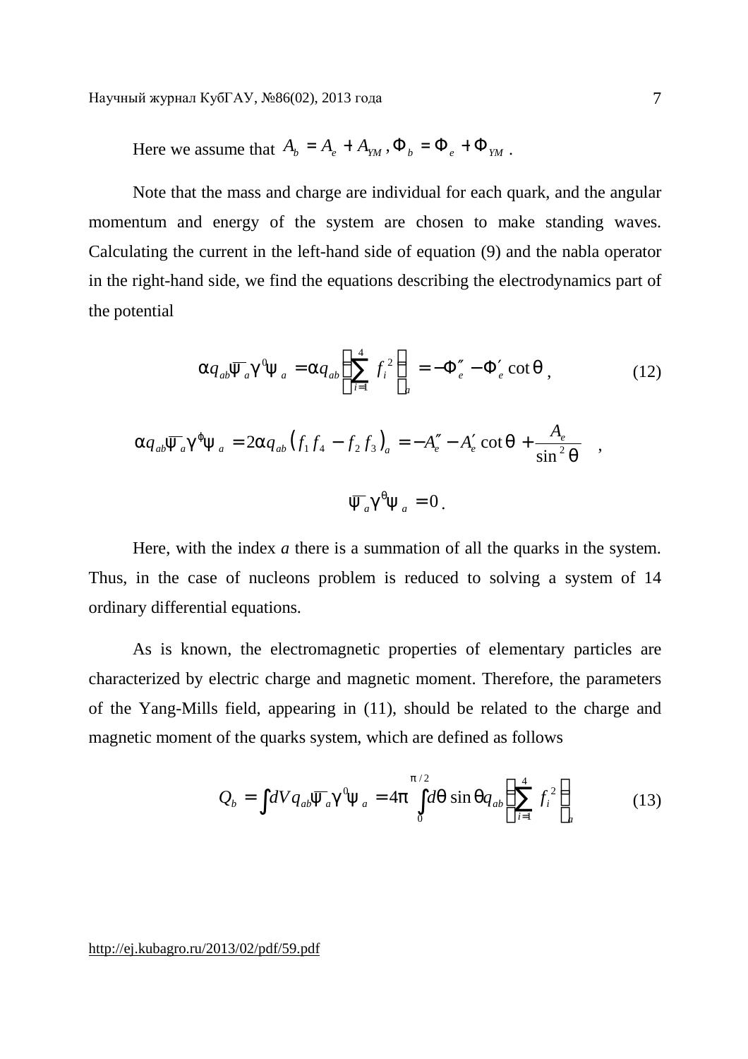Here we assume that $A_b = A_e + A_{YM}$, $\Phi_b = \Phi_e + \Phi_{YM}$.

Note that the mass and charge are individual for each quark, and the angular momentum and energy of the system are chosen to make standing waves. Calculating the current in the left-hand side of equation (9) and the nabla operator in the right-hand side, we find the equations describing the electrodynamics part of the potential

$$\alpha q_{ab} \bar{\psi}_a \gamma^0 \psi_a = \alpha q_{ab} \left( \sum_{i=1}^{4} f_i^2 \right)_a = -\Phi_e'' - \Phi_e' \cot\theta \,, \tag{12}$$

$$\alpha q_{ab} \bar{\psi}_a \gamma^\phi \psi_a = 2\alpha q_{ab} \left( f_1 f_4 - f_2 f_3 \right)_a = -A_e'' - A_e' \cot\theta + \frac{A_e}{\sin^2\theta} \,,$$

$$\bar{\psi}_a \gamma^\theta \psi_a = 0 \,.$$

Here, with the index *a* there is a summation of all the quarks in the system. Thus, in the case of nucleons problem is reduced to solving a system of 14 ordinary differential equations.

As is known, the electromagnetic properties of elementary particles are characterized by electric charge and magnetic moment. Therefore, the parameters of the Yang-Mills field, appearing in (11), should be related to the charge and magnetic moment of the quarks system, which are defined as follows

$$Q_b = \int dV q_{ab} \bar{\psi}_a \gamma^0 \psi_a = 4\pi \int_0^{\pi/2} d\theta \sin\theta q_{ab} \left( \sum_{i=1}^{4} f_i^2 \right)_a \tag{13}$$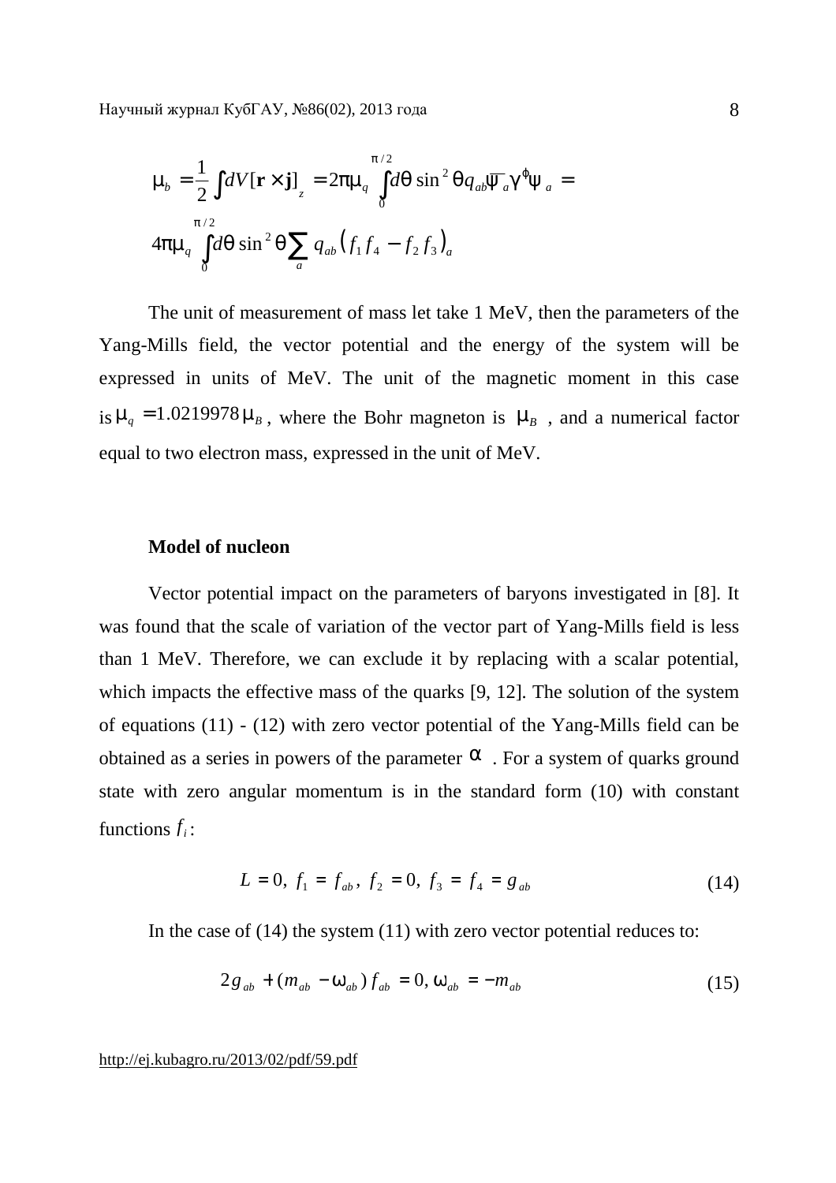$$\mu_b = \frac{1}{2}\int dV[\mathbf{r}\times\mathbf{j}]_z = 2\pi\mu_q \int_0^{\pi/2} d\theta \sin^2\theta q_{ab}\bar{\psi}_a\gamma^\varphi\psi_a =$$

$$4\pi\mu_q \int_0^{\pi/2} d\theta \sin^2\theta \sum_a q_{ab}\left(f_1 f_4 - f_2 f_3\right)_a$$

The unit of measurement of mass let take 1 MeV, then the parameters of the Yang-Mills field, the vector potential and the energy of the system will be expressed in units of MeV. The unit of the magnetic moment in this case is $\mu_q = 1.0219978\,\mu_B$, where the Bohr magneton is $\mu_B$, and a numerical factor equal to two electron mass, expressed in the unit of MeV.

**Model of nucleon**

Vector potential impact on the parameters of baryons investigated in [8]. It was found that the scale of variation of the vector part of Yang-Mills field is less than 1 MeV. Therefore, we can exclude it by replacing with a scalar potential, which impacts the effective mass of the quarks [9, 12]. The solution of the system of equations (11) - (12) with zero vector potential of the Yang-Mills field can be obtained as a series in powers of the parameter $\alpha$. For a system of quarks ground state with zero angular momentum is in the standard form (10) with constant functions $f_i$:

$$L = 0,\ f_1 = f_{ab},\ f_2 = 0,\ f_3 = f_4 = g_{ab} \tag{14}$$

In the case of (14) the system (11) with zero vector potential reduces to:

$$2g_{ab} + (m_{ab} - \omega_{ab}) f_{ab} = 0,\ \omega_{ab} = -m_{ab} \tag{15}$$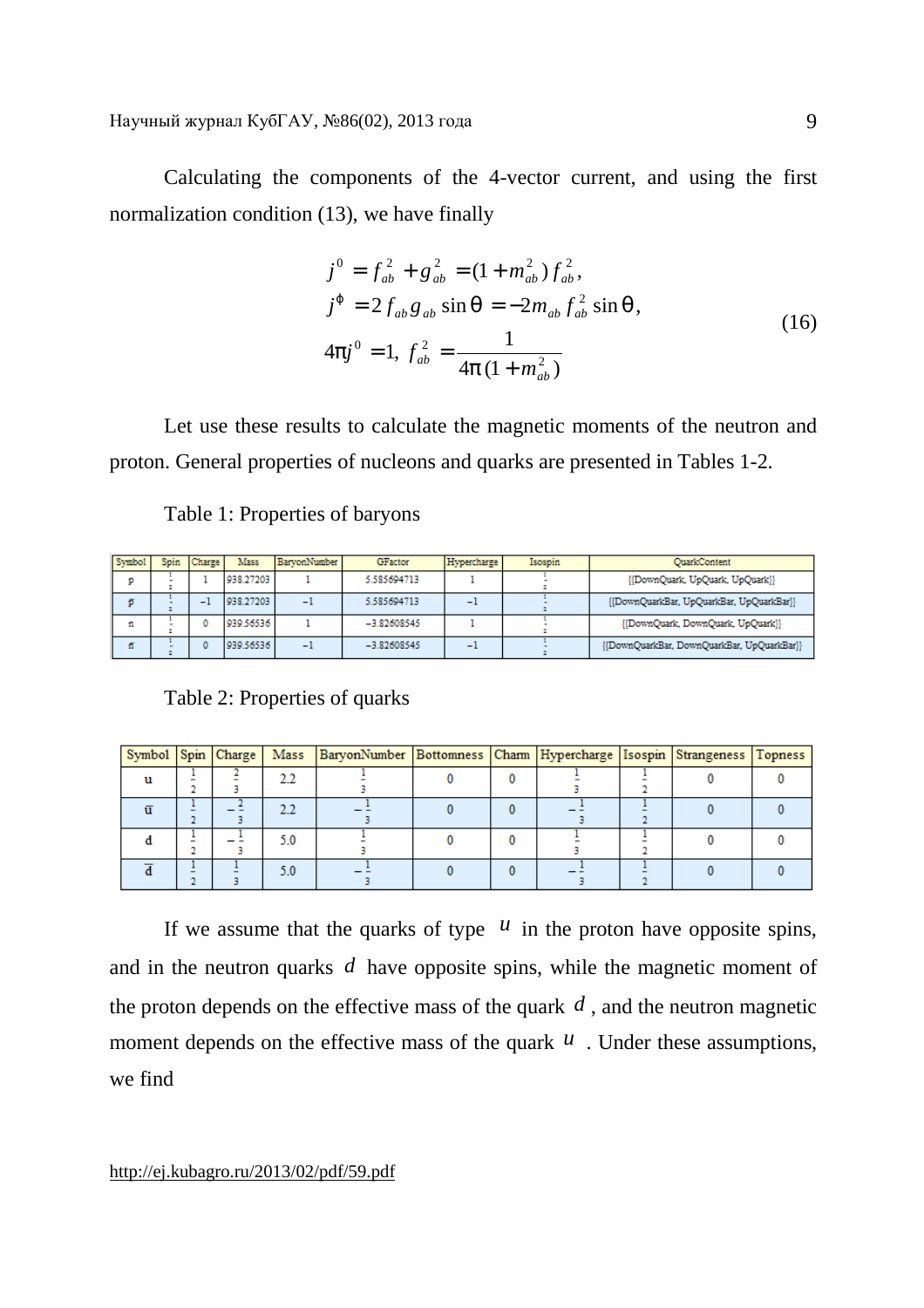Calculating the components of the 4-vector current, and using the first normalization condition (13), we have finally

$$
\begin{aligned}
j^0 &= f_{ab}^2 + g_{ab}^2 = (1 + m_{ab}^2) f_{ab}^2, \\
j^\varphi &= 2 f_{ab} g_{ab} \sin\theta = -2 m_{ab} f_{ab}^2 \sin\theta, \\
4\pi j^0 &= 1, \; f_{ab}^2 = \frac{1}{4\pi(1 + m_{ab}^2)}
\end{aligned}
\tag{16}
$$

Let use these results to calculate the magnetic moments of the neutron and proton. General properties of nucleons and quarks are presented in Tables 1-2.

Table 1: Properties of baryons

| Symbol | Spin | Charge | Mass | BaryonNumber | GFactor | Hypercharge | Isospin | QuarkContent |
|---|---|---|---|---|---|---|---|---|
| p | $\frac{1}{2}$ | 1 | 938.27203 | 1 | 5.585694713 | 1 | $\frac{1}{2}$ | {{DownQuark, UpQuark, UpQuark}} |
| $\bar{p}$ | $\frac{1}{2}$ | −1 | 938.27203 | −1 | 5.585694713 | −1 | $\frac{1}{2}$ | {{DownQuarkBar, UpQuarkBar, UpQuarkBar}} |
| n | $\frac{1}{2}$ | 0 | 939.56536 | 1 | −3.82608545 | 1 | $\frac{1}{2}$ | {{DownQuark, DownQuark, UpQuark}} |
| $\bar{n}$ | $\frac{1}{2}$ | 0 | 939.56536 | −1 | −3.82608545 | −1 | $\frac{1}{2}$ | {{DownQuarkBar, DownQuarkBar, UpQuarkBar}} |

Table 2: Properties of quarks

| Symbol | Spin | Charge | Mass | BaryonNumber | Bottomness | Charm | Hypercharge | Isospin | Strangeness | Topness |
|---|---|---|---|---|---|---|---|---|---|---|
| u | $\frac{1}{2}$ | $\frac{2}{3}$ | 2.2 | $\frac{1}{3}$ | 0 | 0 | $\frac{1}{3}$ | $\frac{1}{2}$ | 0 | 0 |
| $\bar{u}$ | $\frac{1}{2}$ | $-\frac{2}{3}$ | 2.2 | $-\frac{1}{3}$ | 0 | 0 | $-\frac{1}{3}$ | $\frac{1}{2}$ | 0 | 0 |
| d | $\frac{1}{2}$ | $-\frac{1}{3}$ | 5.0 | $\frac{1}{3}$ | 0 | 0 | $\frac{1}{3}$ | $\frac{1}{2}$ | 0 | 0 |
| $\bar{d}$ | $\frac{1}{2}$ | $\frac{1}{3}$ | 5.0 | $-\frac{1}{3}$ | 0 | 0 | $-\frac{1}{3}$ | $\frac{1}{2}$ | 0 | 0 |

If we assume that the quarks of type $u$ in the proton have opposite spins, and in the neutron quarks $d$ have opposite spins, while the magnetic moment of the proton depends on the effective mass of the quark $d$, and the neutron magnetic moment depends on the effective mass of the quark $u$. Under these assumptions, we find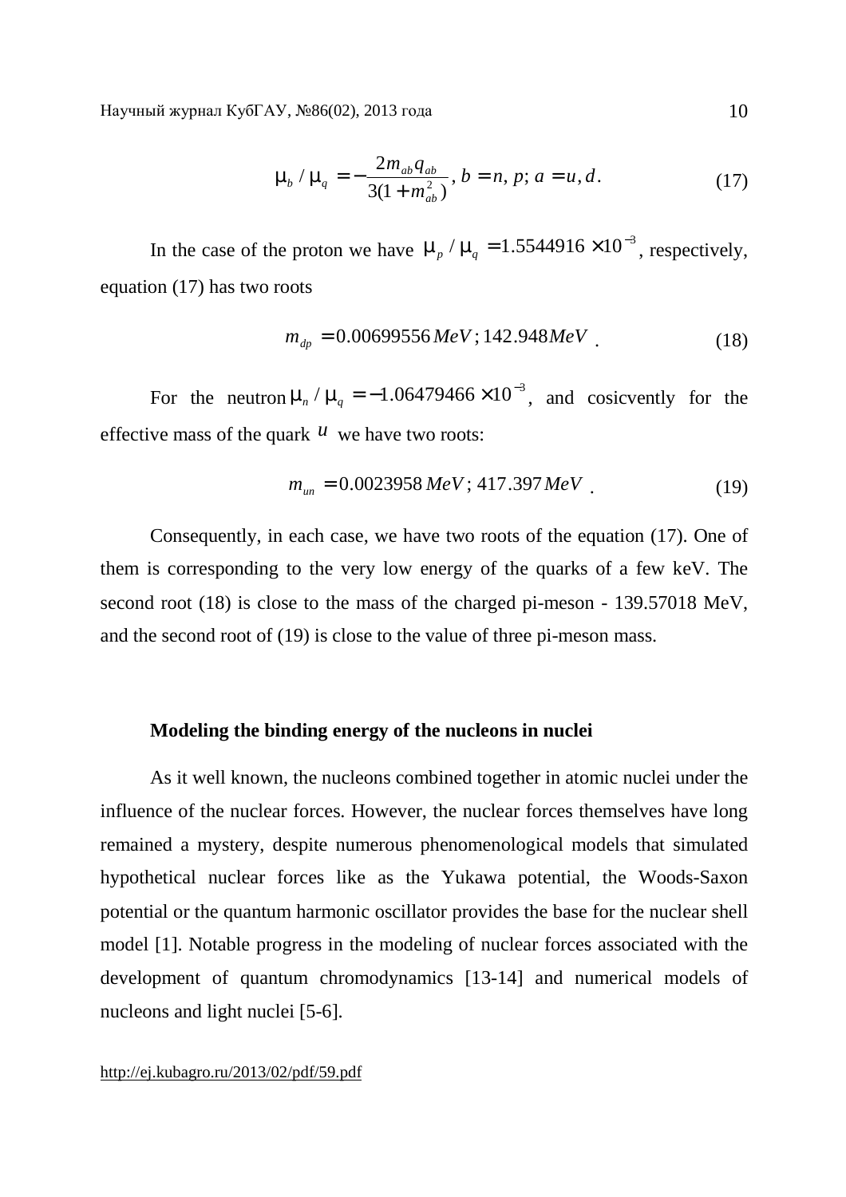$$\mu_b / \mu_q = -\frac{2 m_{ab} q_{ab}}{3(1 + m_{ab}^2)}, \; b = n, p; \; a = u, d. \tag{17}$$

In the case of the proton we have $\mu_p / \mu_q = 1.5544916 \times 10^{-3}$, respectively, equation (17) has two roots

$$m_{dp} = 0.00699556\, MeV; \; 142.948\, MeV \;. \tag{18}$$

For the neutron $\mu_n / \mu_q = -1.06479466 \times 10^{-3}$, and cosicvently for the effective mass of the quark $u$ we have two roots:

$$m_{un} = 0.0023958\, MeV; \; 417.397\, MeV \;. \tag{19}$$

Consequently, in each case, we have two roots of the equation (17). One of them is corresponding to the very low energy of the quarks of a few keV. The second root (18) is close to the mass of the charged pi-meson - 139.57018 MeV, and the second root of (19) is close to the value of three pi-meson mass.

**Modeling the binding energy of the nucleons in nuclei**

As it well known, the nucleons combined together in atomic nuclei under the influence of the nuclear forces. However, the nuclear forces themselves have long remained a mystery, despite numerous phenomenological models that simulated hypothetical nuclear forces like as the Yukawa potential, the Woods-Saxon potential or the quantum harmonic oscillator provides the base for the nuclear shell model [1]. Notable progress in the modeling of nuclear forces associated with the development of quantum chromodynamics [13-14] and numerical models of nucleons and light nuclei [5-6].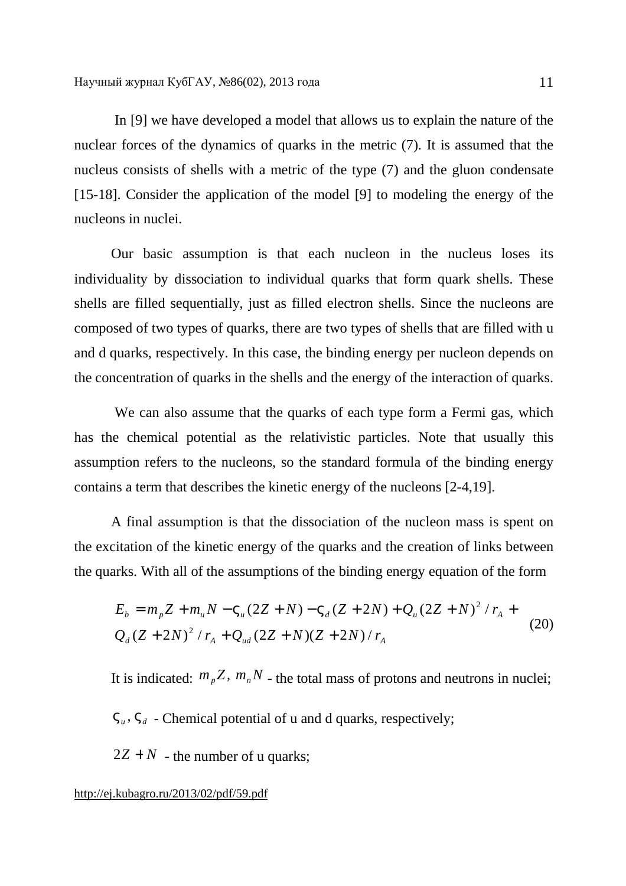In [9] we have developed a model that allows us to explain the nature of the nuclear forces of the dynamics of quarks in the metric (7). It is assumed that the nucleus consists of shells with a metric of the type (7) and the gluon condensate [15-18]. Consider the application of the model [9] to modeling the energy of the nucleons in nuclei.

Our basic assumption is that each nucleon in the nucleus loses its individuality by dissociation to individual quarks that form quark shells. These shells are filled sequentially, just as filled electron shells. Since the nucleons are composed of two types of quarks, there are two types of shells that are filled with u and d quarks, respectively. In this case, the binding energy per nucleon depends on the concentration of quarks in the shells and the energy of the interaction of quarks.

We can also assume that the quarks of each type form a Fermi gas, which has the chemical potential as the relativistic particles. Note that usually this assumption refers to the nucleons, so the standard formula of the binding energy contains a term that describes the kinetic energy of the nucleons [2-4,19].

A final assumption is that the dissociation of the nucleon mass is spent on the excitation of the kinetic energy of the quarks and the creation of links between the quarks. With all of the assumptions of the binding energy equation of the form

$$
\begin{aligned}
E_b = m_p Z + m_u N - \varsigma_u (2Z + N) - \varsigma_d (Z + 2N) + Q_u (2Z + N)^2 / r_A + \\
Q_d (Z + 2N)^2 / r_A + Q_{ud} (2Z + N)(Z + 2N) / r_A
\end{aligned}
\tag{20}
$$

It is indicated: $m_p Z,\ m_n N$ - the total mass of protons and neutrons in nuclei;

$\varsigma_u, \varsigma_d$ - Chemical potential of u and d quarks, respectively;

$2Z + N$ - the number of u quarks;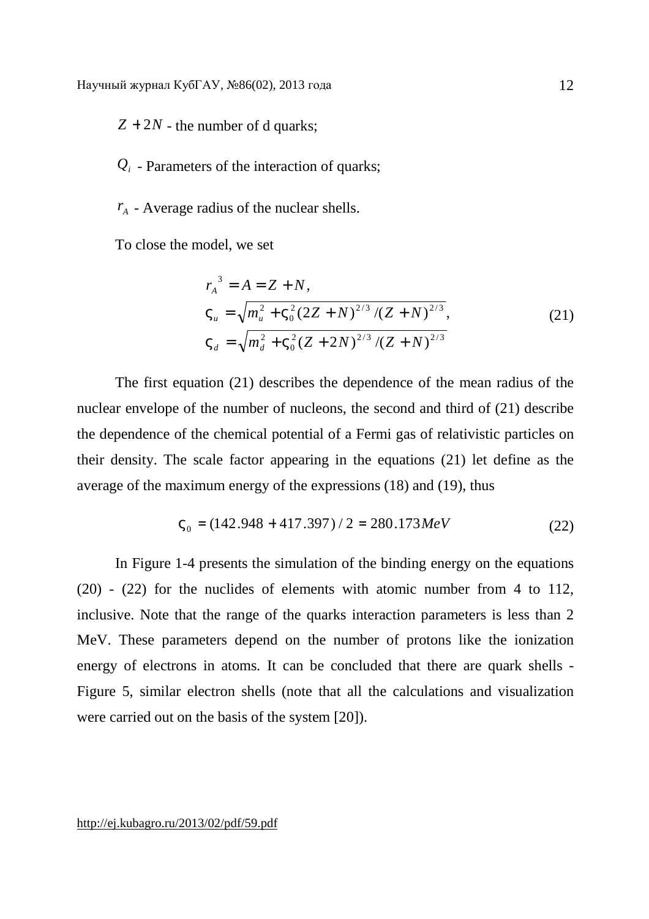$Z + 2N$ - the number of d quarks;

$Q_i$ - Parameters of the interaction of quarks;

$r_A$ - Average radius of the nuclear shells.

To close the model, we set

$$
\begin{aligned}
&{r_A}^3 = A = Z + N, \\
&\varsigma_u = \sqrt{m_u^2 + \varsigma_0^2 (2Z + N)^{2/3} / (Z + N)^{2/3}}, \\
&\varsigma_d = \sqrt{m_d^2 + \varsigma_0^2 (Z + 2N)^{2/3} / (Z + N)^{2/3}}
\end{aligned}
\tag{21}
$$

The first equation (21) describes the dependence of the mean radius of the nuclear envelope of the number of nucleons, the second and third of (21) describe the dependence of the chemical potential of a Fermi gas of relativistic particles on their density. The scale factor appearing in the equations (21) let define as the average of the maximum energy of the expressions (18) and (19), thus

$$
\varsigma_0 = (142.948 + 417.397)/2 = 280.173\,MeV \tag{22}
$$

In Figure 1-4 presents the simulation of the binding energy on the equations (20) - (22) for the nuclides of elements with atomic number from 4 to 112, inclusive. Note that the range of the quarks interaction parameters is less than 2 MeV. These parameters depend on the number of protons like the ionization energy of electrons in atoms. It can be concluded that there are quark shells - Figure 5, similar electron shells (note that all the calculations and visualization were carried out on the basis of the system [20]).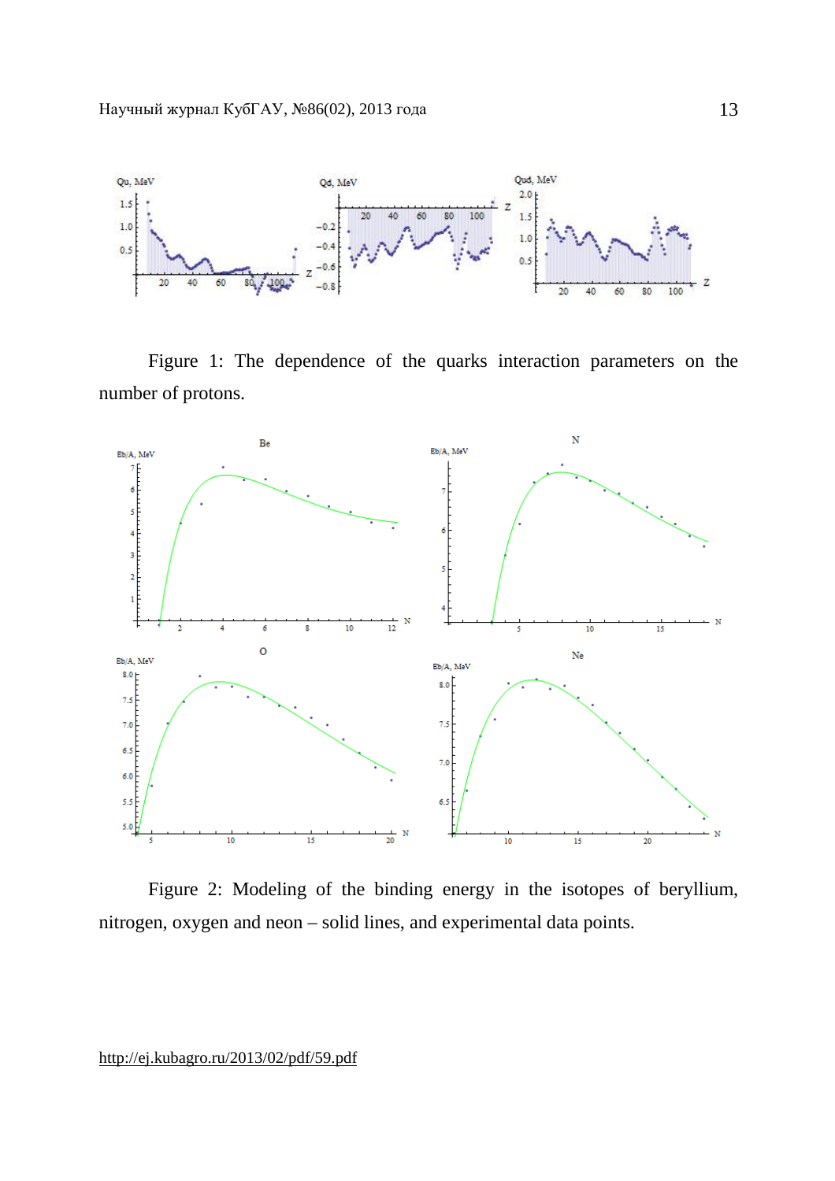Qu, MeV
1.5
1.0
0.5
20 40 60 80 100 Z

Qd, MeV
20 40 60 80 100 Z
-0.2
-0.4
-0.6
-0.8

Qud, MeV
2.0
1.5
1.0
0.5
20 40 60 80 100 Z

Figure 1: The dependence of the quarks interaction parameters on the number of protons.

Be
Eb/A, MeV
7
6
5
4
3
2
1
2 4 6 8 10 12 N

N
Eb/A, MeV
7
6
5
4
5 10 15 N

O
Eb/A, MeV
8.0
7.5
7.0
6.5
6.0
5.5
5.0
5 10 15 20 N

Ne
Eb/A, MeV
8.0
7.5
7.0
6.5
10 15 20 N

Figure 2: Modeling of the binding energy in the isotopes of beryllium, nitrogen, oxygen and neon – solid lines, and experimental data points.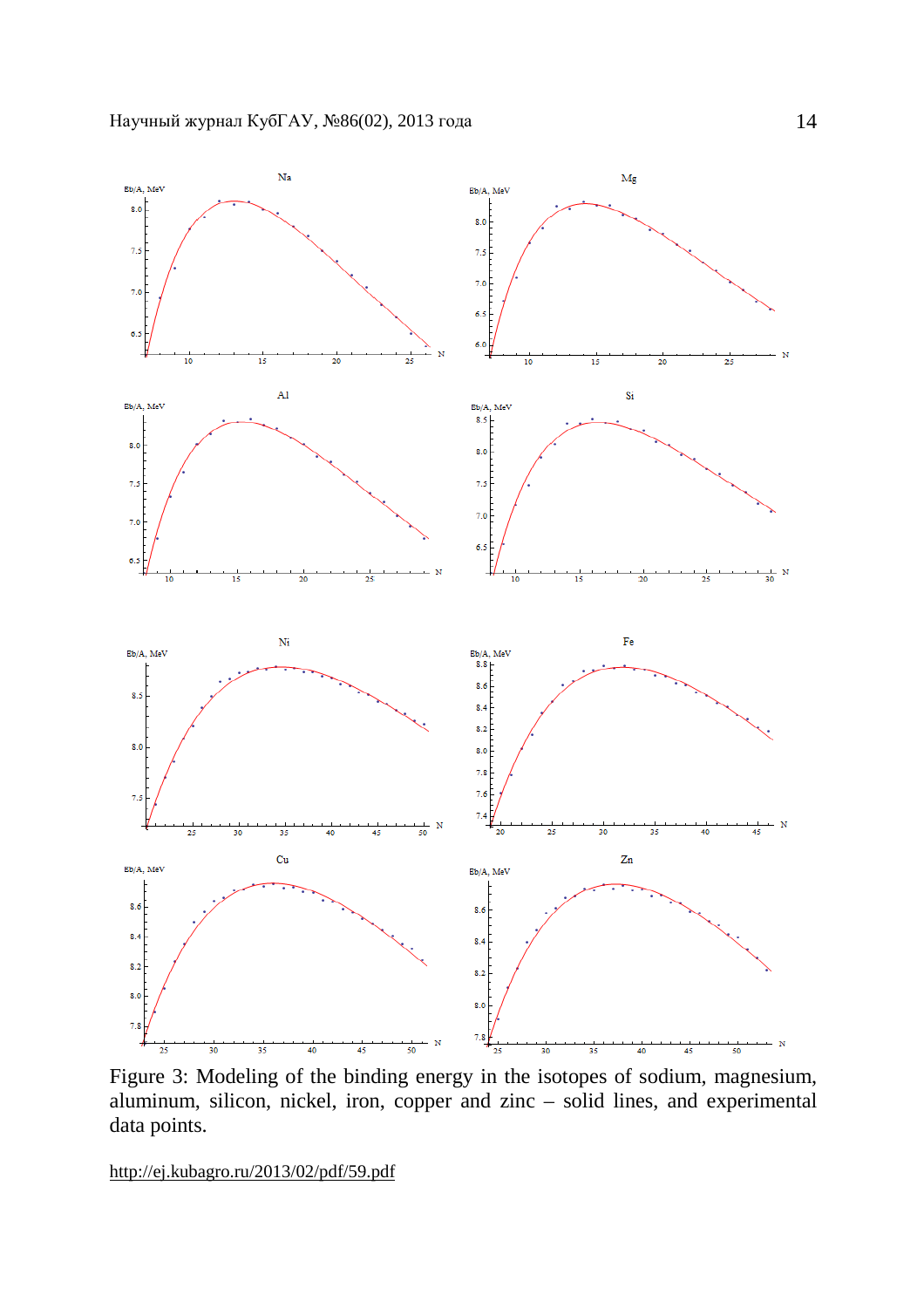Na

Eb/A, MeV

8.0

7.5

7.0

6.5

10 15 20 25 N

Mg

Eb/A, MeV

8.0

7.5

7.0

6.5

6.0

10 15 20 25 N

Al

Eb/A, MeV

8.0

7.5

7.0

6.5

10 15 20 25 N

Si

Eb/A, MeV

8.5

8.0

7.5

7.0

6.5

10 15 20 25 30 N

Ni

Eb/A, MeV

8.5

8.0

7.5

25 30 35 40 45 50 N

Fe

Eb/A, MeV

8.8

8.6

8.4

8.2

8.0

7.8

7.6

7.4

20 25 30 35 40 45 N

Cu

Eb/A, MeV

8.6

8.4

8.2

8.0

7.8

25 30 35 40 45 50 N

Zn

Eb/A, MeV

8.6

8.4

8.2

8.0

7.8

25 30 35 40 45 50 N

Figure 3: Modeling of the binding energy in the isotopes of sodium, magnesium, aluminum, silicon, nickel, iron, copper and zinc – solid lines, and experimental data points.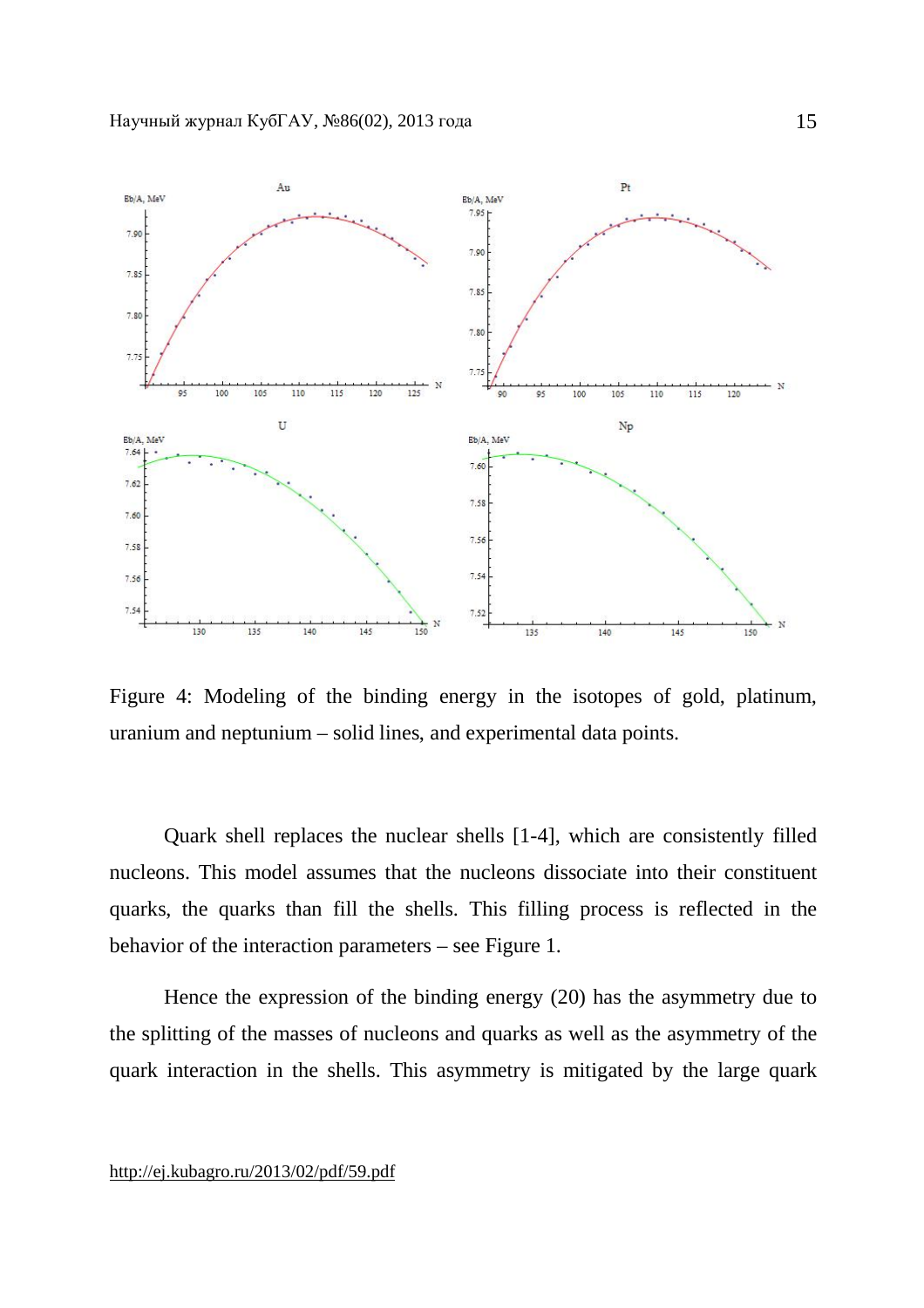Au

Eb/A, MeV

7.90

7.85

7.80

7.75

95 100 105 110 115 120 125 N

Pt

Eb/A, MeV

7.95

7.90

7.85

7.80

7.75

90 95 100 105 110 115 120 N

U

Eb/A, MeV

7.64

7.62

7.60

7.58

7.56

7.54

130 135 140 145 150 N

Np

Eb/A, MeV

7.60

7.58

7.56

7.54

7.52

135 140 145 150 N

Figure 4: Modeling of the binding energy in the isotopes of gold, platinum, uranium and neptunium – solid lines, and experimental data points.

Quark shell replaces the nuclear shells [1-4], which are consistently filled nucleons. This model assumes that the nucleons dissociate into their constituent quarks, the quarks than fill the shells. This filling process is reflected in the behavior of the interaction parameters – see Figure 1.

Hence the expression of the binding energy (20) has the asymmetry due to the splitting of the masses of nucleons and quarks as well as the asymmetry of the quark interaction in the shells. This asymmetry is mitigated by the large quark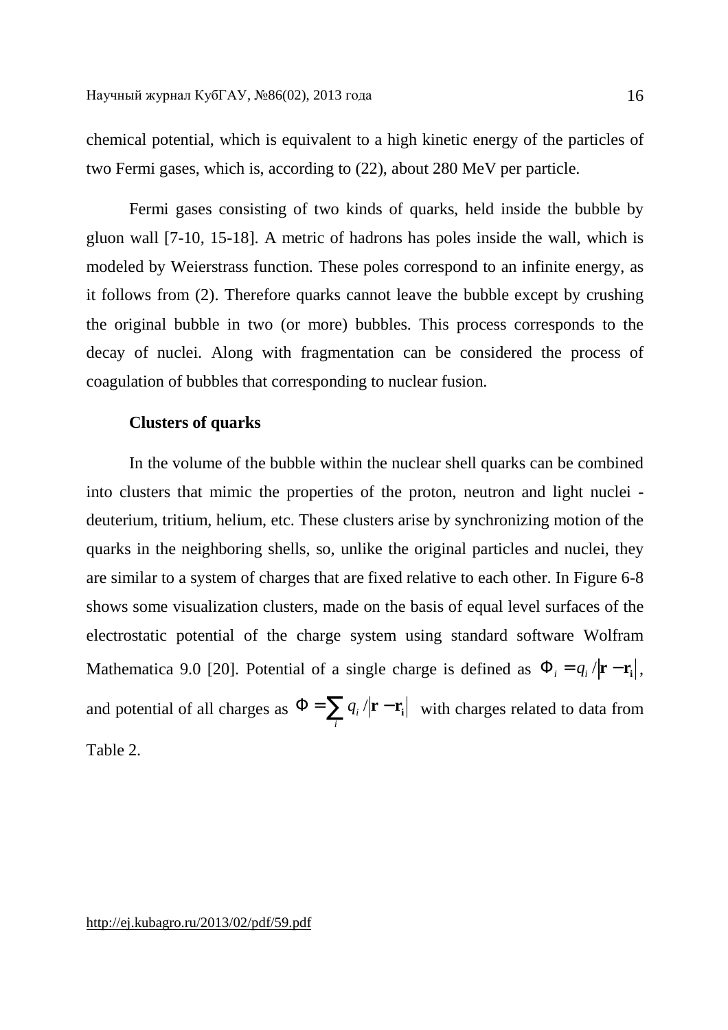chemical potential, which is equivalent to a high kinetic energy of the particles of two Fermi gases, which is, according to (22), about 280 MeV per particle.

Fermi gases consisting of two kinds of quarks, held inside the bubble by gluon wall [7-10, 15-18]. A metric of hadrons has poles inside the wall, which is modeled by Weierstrass function. These poles correspond to an infinite energy, as it follows from (2). Therefore quarks cannot leave the bubble except by crushing the original bubble in two (or more) bubbles. This process corresponds to the decay of nuclei. Along with fragmentation can be considered the process of coagulation of bubbles that corresponding to nuclear fusion.

**Clusters of quarks**

In the volume of the bubble within the nuclear shell quarks can be combined into clusters that mimic the properties of the proton, neutron and light nuclei - deuterium, tritium, helium, etc. These clusters arise by synchronizing motion of the quarks in the neighboring shells, so, unlike the original particles and nuclei, they are similar to a system of charges that are fixed relative to each other. In Figure 6-8 shows some visualization clusters, made on the basis of equal level surfaces of the electrostatic potential of the charge system using standard software Wolfram Mathematica 9.0 [20]. Potential of a single charge is defined as $\Phi_i = q_i / |\mathbf{r} - \mathbf{r_i}|$, and potential of all charges as $\Phi = \sum_i q_i / |\mathbf{r} - \mathbf{r_i}|$ with charges related to data from Table 2.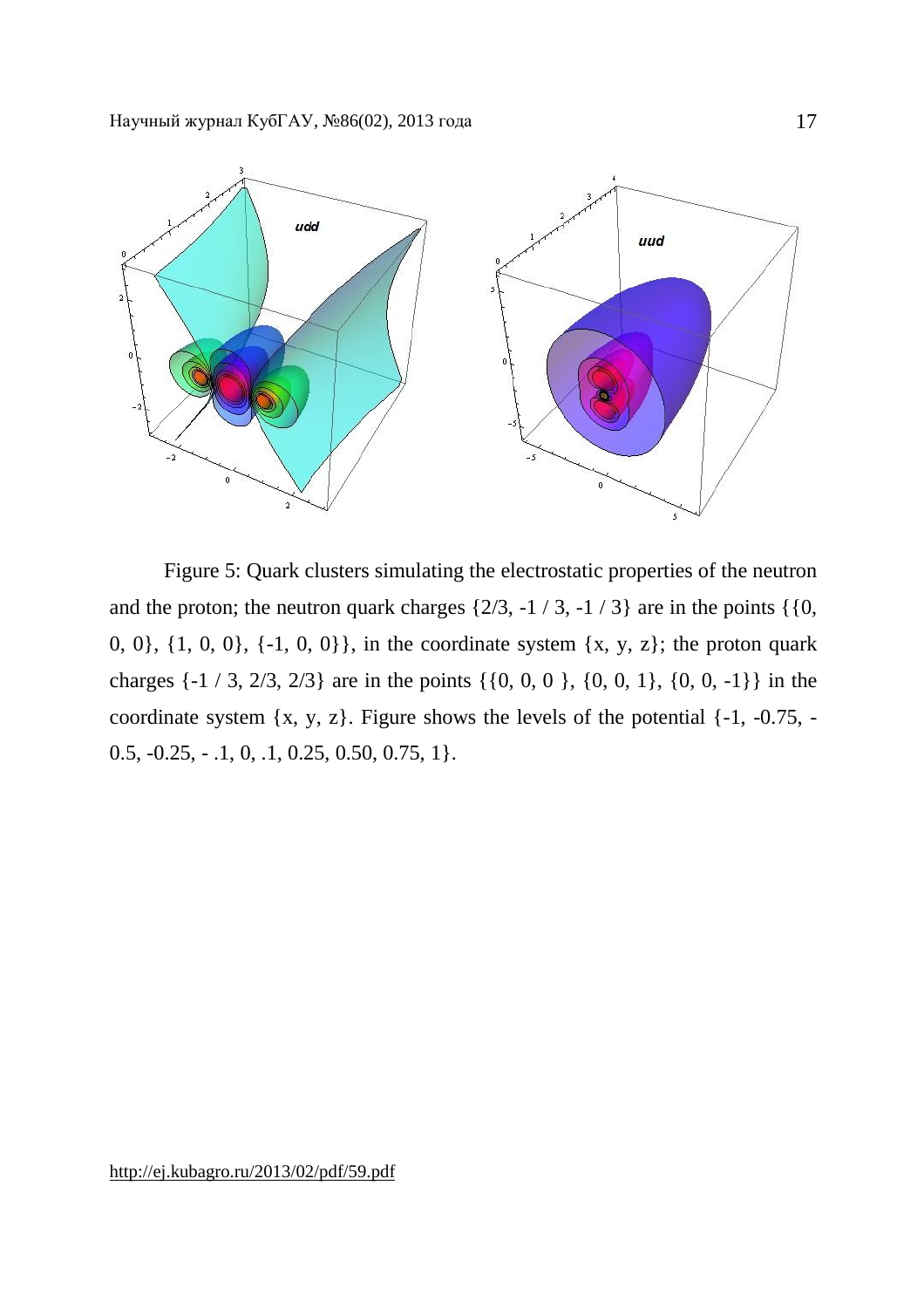udd

uud

Figure 5: Quark clusters simulating the electrostatic properties of the neutron and the proton; the neutron quark charges {2/3, -1 / 3, -1 / 3} are in the points {{0, 0, 0}, {1, 0, 0}, {-1, 0, 0}}, in the coordinate system {x, y, z}; the proton quark charges {-1 / 3, 2/3, 2/3} are in the points {{0, 0, 0 }, {0, 0, 1}, {0, 0, -1}} in the coordinate system {x, y, z}. Figure shows the levels of the potential {-1, -0.75, -0.5, -0.25, - .1, 0, .1, 0.25, 0.50, 0.75, 1}.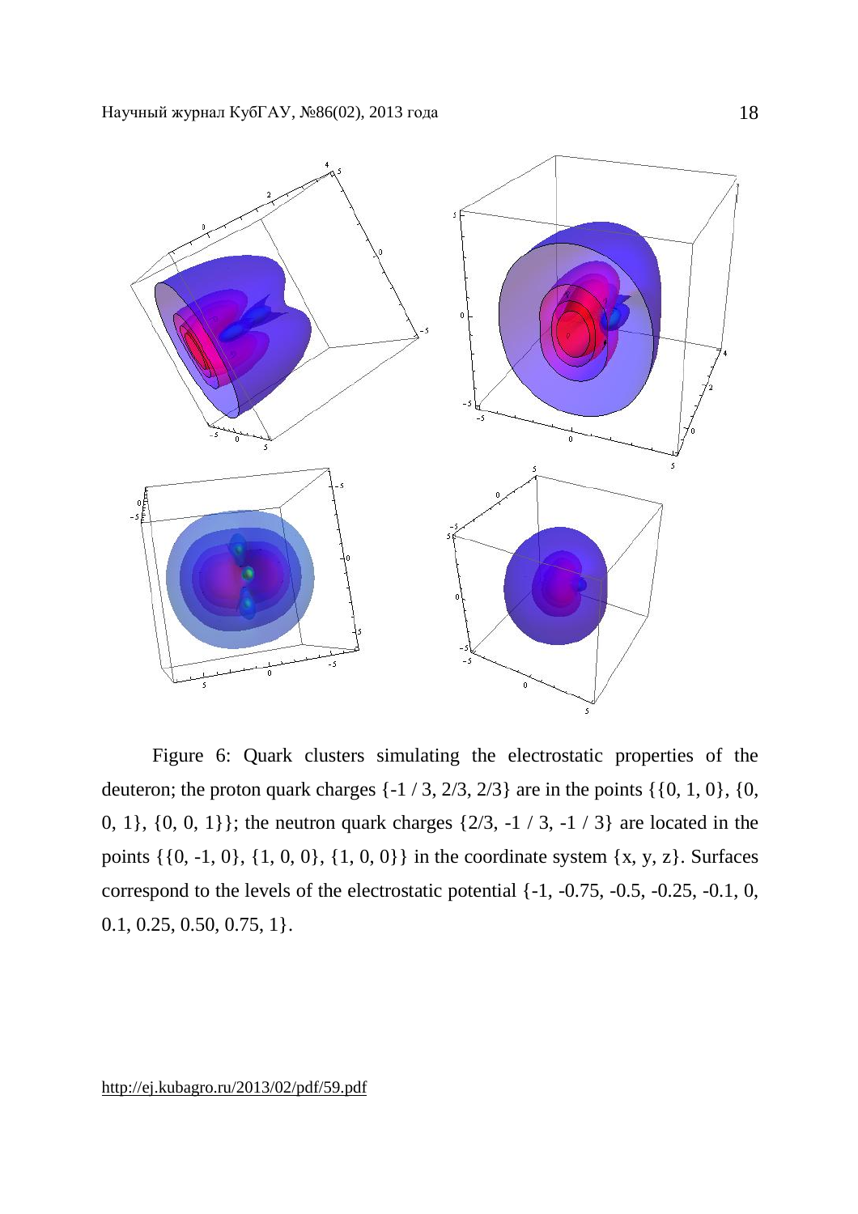Figure 6: Quark clusters simulating the electrostatic properties of the deuteron; the proton quark charges {-1 / 3, 2/3, 2/3} are in the points {{0, 1, 0}, {0, 0, 1}, {0, 0, 1}}; the neutron quark charges {2/3, -1 / 3, -1 / 3} are located in the points {{0, -1, 0}, {1, 0, 0}, {1, 0, 0}} in the coordinate system {x, y, z}. Surfaces correspond to the levels of the electrostatic potential {-1, -0.75, -0.5, -0.25, -0.1, 0, 0.1, 0.25, 0.50, 0.75, 1}.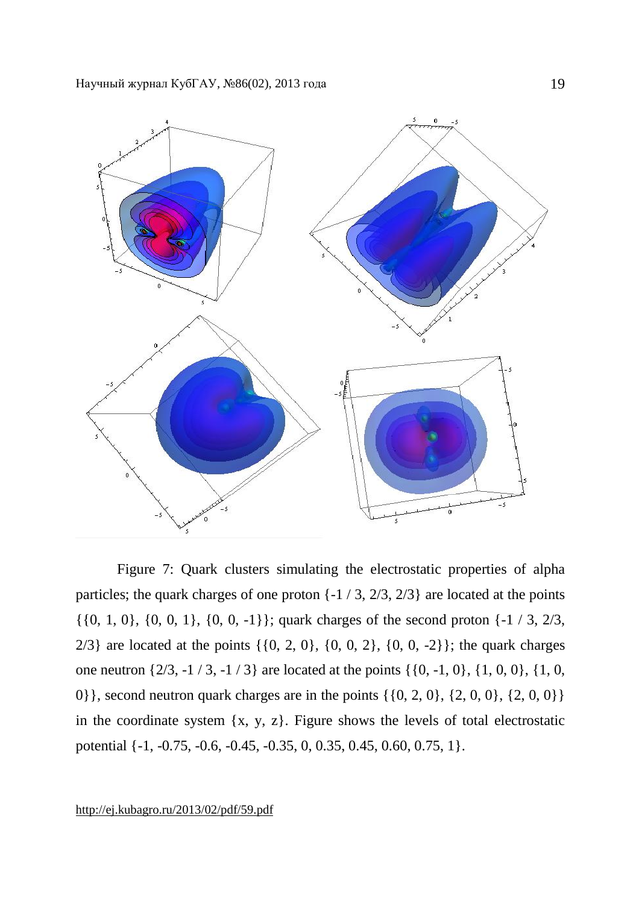Figure 7: Quark clusters simulating the electrostatic properties of alpha particles; the quark charges of one proton {-1 / 3, 2/3, 2/3} are located at the points {{0, 1, 0}, {0, 0, 1}, {0, 0, -1}}; quark charges of the second proton {-1 / 3, 2/3, 2/3} are located at the points {{0, 2, 0}, {0, 0, 2}, {0, 0, -2}}; the quark charges one neutron {2/3, -1 / 3, -1 / 3} are located at the points {{0, -1, 0}, {1, 0, 0}, {1, 0, 0}}, second neutron quark charges are in the points {{0, 2, 0}, {2, 0, 0}, {2, 0, 0}} in the coordinate system {x, y, z}. Figure shows the levels of total electrostatic potential {-1, -0.75, -0.6, -0.45, -0.35, 0, 0.35, 0.45, 0.60, 0.75, 1}.

http://ej.kubagro.ru/2013/02/pdf/59.pdf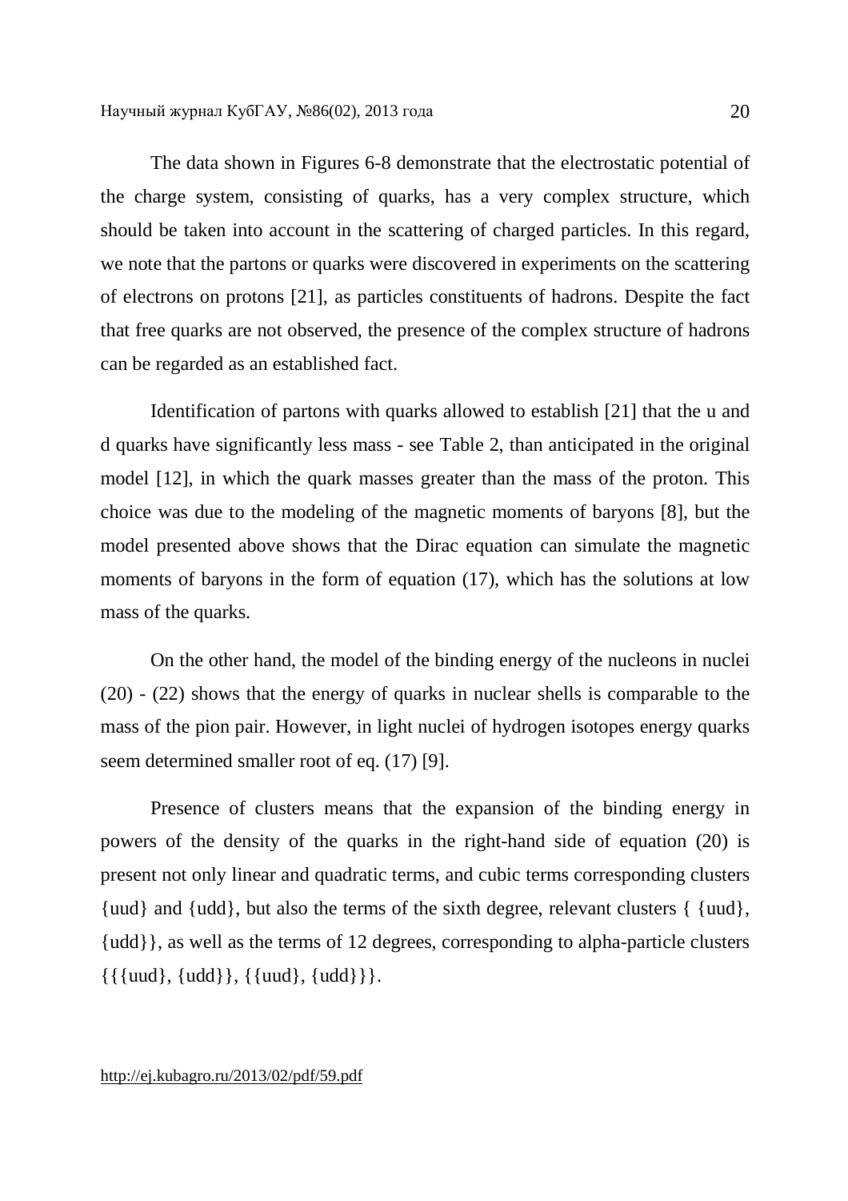The data shown in Figures 6-8 demonstrate that the electrostatic potential of the charge system, consisting of quarks, has a very complex structure, which should be taken into account in the scattering of charged particles. In this regard, we note that the partons or quarks were discovered in experiments on the scattering of electrons on protons [21], as particles constituents of hadrons. Despite the fact that free quarks are not observed, the presence of the complex structure of hadrons can be regarded as an established fact.

Identification of partons with quarks allowed to establish [21] that the u and d quarks have significantly less mass - see Table 2, than anticipated in the original model [12], in which the quark masses greater than the mass of the proton. This choice was due to the modeling of the magnetic moments of baryons [8], but the model presented above shows that the Dirac equation can simulate the magnetic moments of baryons in the form of equation (17), which has the solutions at low mass of the quarks.

On the other hand, the model of the binding energy of the nucleons in nuclei (20) - (22) shows that the energy of quarks in nuclear shells is comparable to the mass of the pion pair. However, in light nuclei of hydrogen isotopes energy quarks seem determined smaller root of eq. (17) [9].

Presence of clusters means that the expansion of the binding energy in powers of the density of the quarks in the right-hand side of equation (20) is present not only linear and quadratic terms, and cubic terms corresponding clusters {uud} and {udd}, but also the terms of the sixth degree, relevant clusters { {uud}, {udd}}, as well as the terms of 12 degrees, corresponding to alpha-particle clusters {{{uud}, {udd}}, {{uud}, {udd}}}.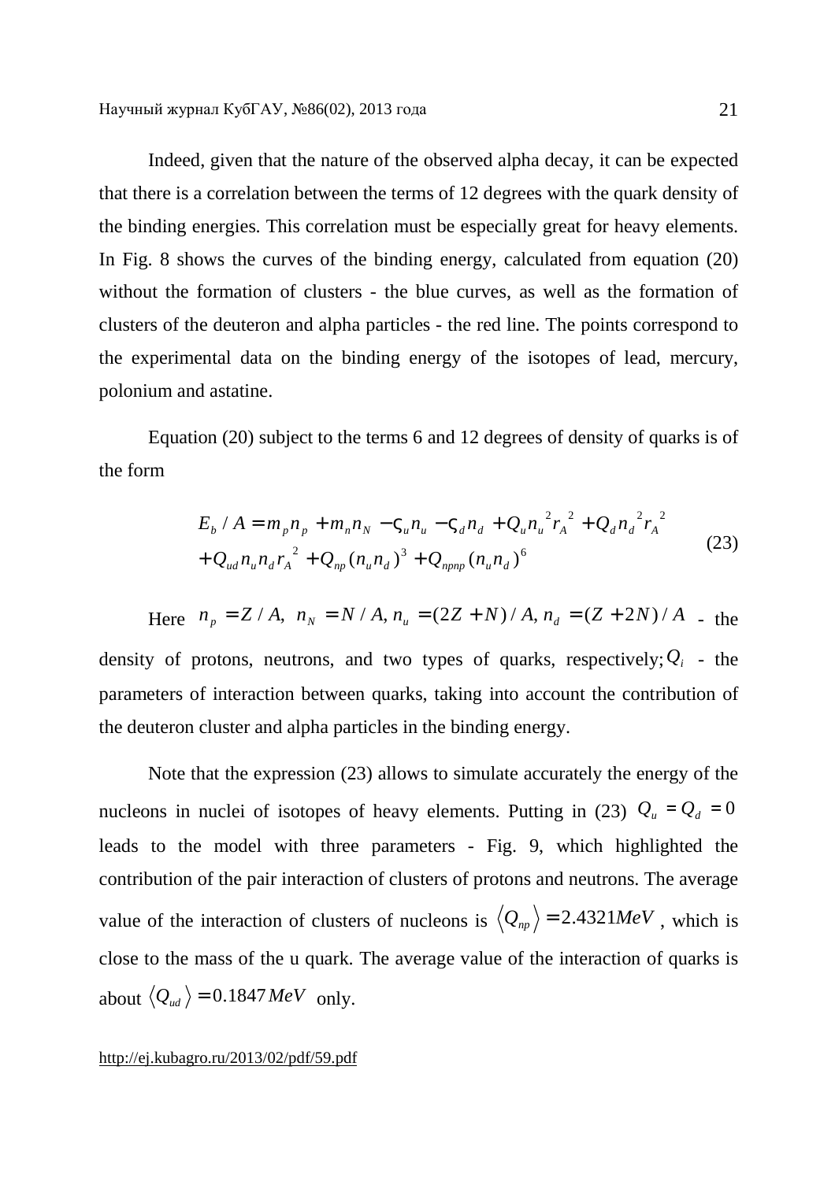Indeed, given that the nature of the observed alpha decay, it can be expected that there is a correlation between the terms of 12 degrees with the quark density of the binding energies. This correlation must be especially great for heavy elements. In Fig. 8 shows the curves of the binding energy, calculated from equation (20) without the formation of clusters - the blue curves, as well as the formation of clusters of the deuteron and alpha particles - the red line. The points correspond to the experimental data on the binding energy of the isotopes of lead, mercury, polonium and astatine.

Equation (20) subject to the terms 6 and 12 degrees of density of quarks is of the form

$$
\begin{aligned}
E_b / A = m_p n_p + m_n n_N - \varsigma_u n_u - \varsigma_d n_d + Q_u n_u{}^2 r_A{}^2 + Q_d n_d{}^2 r_A{}^2 \\
+ Q_{ud} n_u n_d r_A{}^2 + Q_{np} (n_u n_d)^3 + Q_{npnp} (n_u n_d)^6
\end{aligned}
\qquad (23)
$$

Here $n_p = Z / A,\ n_N = N / A, n_u = (2Z + N) / A, n_d = (Z + 2N) / A$ - the density of protons, neutrons, and two types of quarks, respectively; $Q_i$ - the parameters of interaction between quarks, taking into account the contribution of the deuteron cluster and alpha particles in the binding energy.

Note that the expression (23) allows to simulate accurately the energy of the nucleons in nuclei of isotopes of heavy elements. Putting in (23) $Q_u = Q_d = 0$ leads to the model with three parameters - Fig. 9, which highlighted the contribution of the pair interaction of clusters of protons and neutrons. The average value of the interaction of clusters of nucleons is $\langle Q_{np} \rangle = 2.4321 MeV$, which is close to the mass of the u quark. The average value of the interaction of quarks is about $\langle Q_{ud} \rangle = 0.1847 MeV$ only.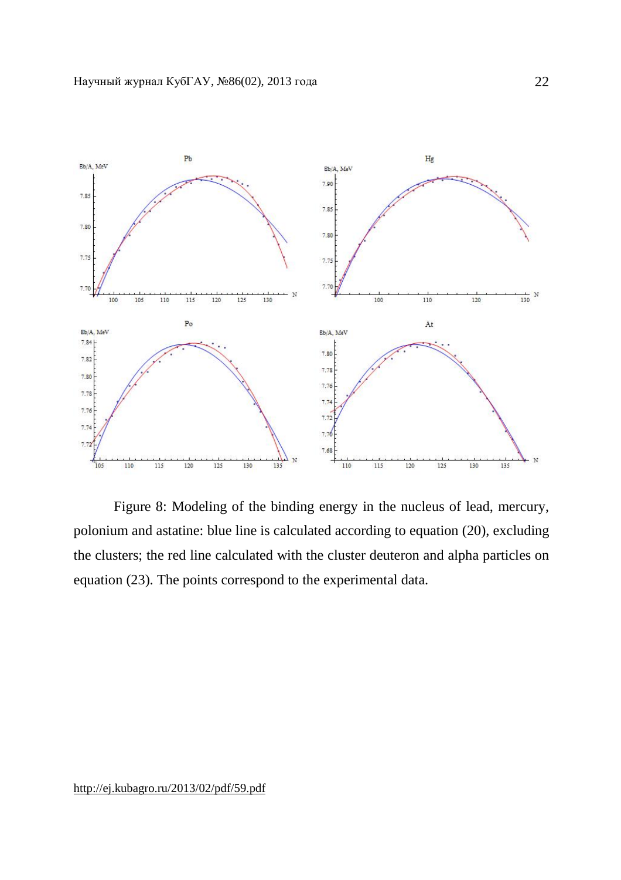Pb

Eb/A, MeV

7.85
7.80
7.75
7.70

100 105 110 115 120 125 130 N

Hg

Eb/A, MeV

7.90
7.85
7.80
7.75
7.70

100 110 120 130 N

Po

Eb/A, MeV

7.84
7.82
7.80
7.78
7.76
7.74
7.72

105 110 115 120 125 130 135 N

At

Eb/A, MeV

7.80
7.78
7.76
7.74
7.72
7.70
7.68

110 115 120 125 130 135 N

Figure 8: Modeling of the binding energy in the nucleus of lead, mercury, polonium and astatine: blue line is calculated according to equation (20), excluding the clusters; the red line calculated with the cluster deuteron and alpha particles on equation (23). The points correspond to the experimental data.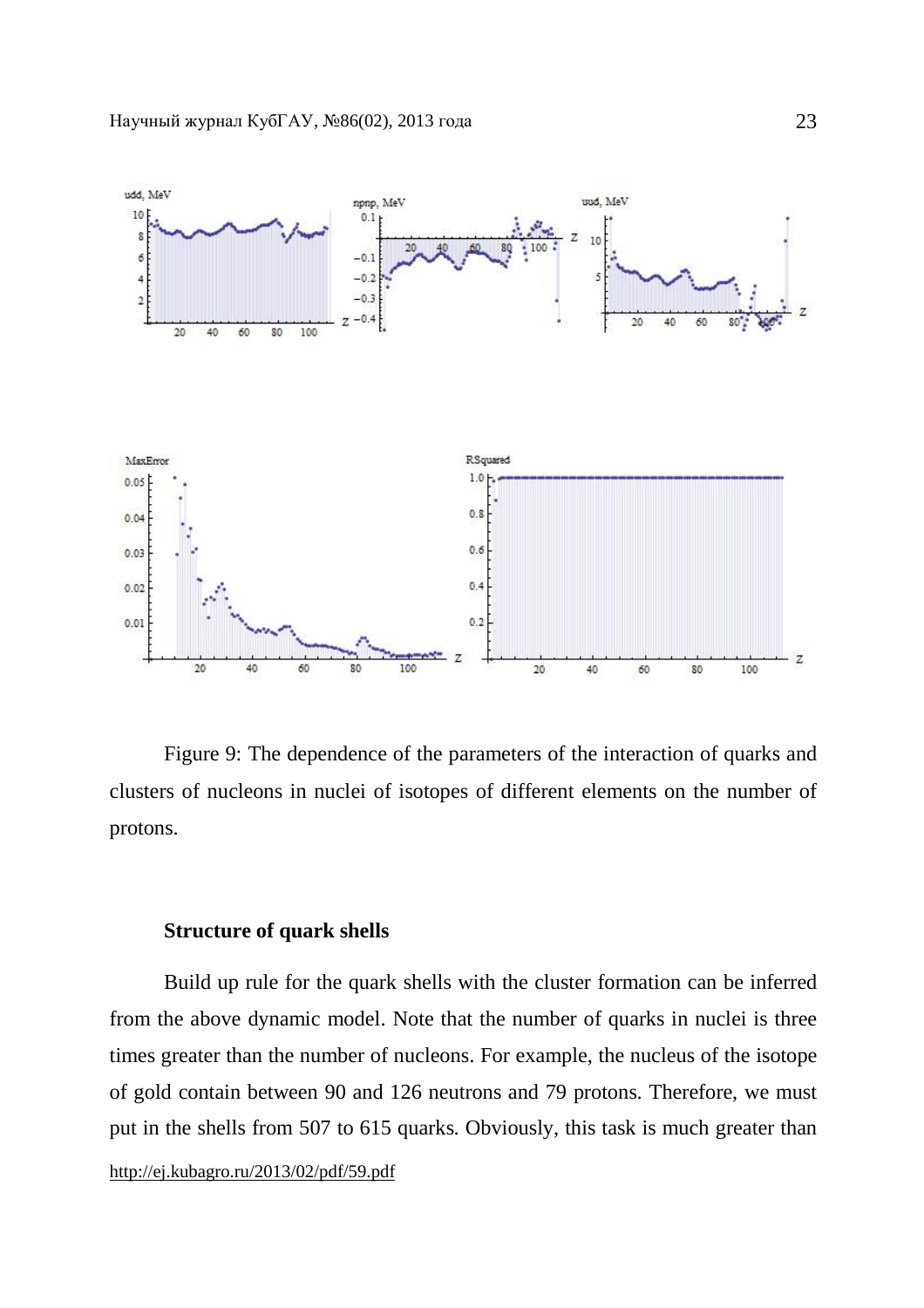udd, MeV
10
8
6
4
2
20 40 60 80 100

npnp, MeV
0.1
−0.1
−0.2
−0.3
z −0.4
20 40 60 80 100 z

uud, MeV
10
5
20 40 60 80 100 z

MaxError
0.05
0.04
0.03
0.02
0.01
20 40 60 80 100 z

RSquared
1.0
0.8
0.6
0.4
0.2
20 40 60 80 100 z

Figure 9: The dependence of the parameters of the interaction of quarks and clusters of nucleons in nuclei of isotopes of different elements on the number of protons.

**Structure of quark shells**

Build up rule for the quark shells with the cluster formation can be inferred from the above dynamic model. Note that the number of quarks in nuclei is three times greater than the number of nucleons. For example, the nucleus of the isotope of gold contain between 90 and 126 neutrons and 79 protons. Therefore, we must put in the shells from 507 to 615 quarks. Obviously, this task is much greater than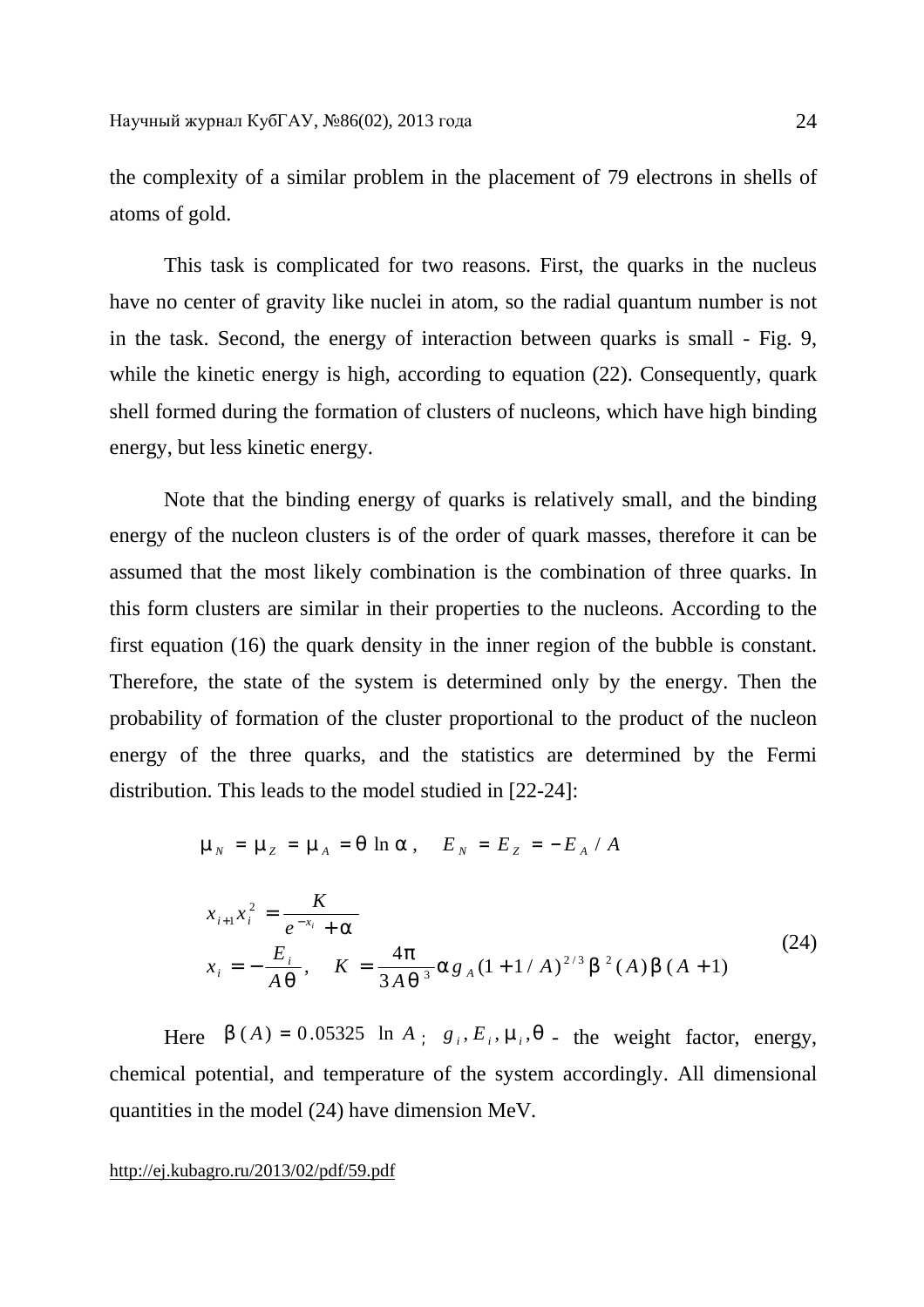the complexity of a similar problem in the placement of 79 electrons in shells of atoms of gold.

This task is complicated for two reasons. First, the quarks in the nucleus have no center of gravity like nuclei in atom, so the radial quantum number is not in the task. Second, the energy of interaction between quarks is small - Fig. 9, while the kinetic energy is high, according to equation (22). Consequently, quark shell formed during the formation of clusters of nucleons, which have high binding energy, but less kinetic energy.

Note that the binding energy of quarks is relatively small, and the binding energy of the nucleon clusters is of the order of quark masses, therefore it can be assumed that the most likely combination is the combination of three quarks. In this form clusters are similar in their properties to the nucleons. According to the first equation (16) the quark density in the inner region of the bubble is constant. Therefore, the state of the system is determined only by the energy. Then the probability of formation of the cluster proportional to the product of the nucleon energy of the three quarks, and the statistics are determined by the Fermi distribution. This leads to the model studied in [22-24]:

$$\mu_N = \mu_Z = \mu_A = \theta \ln \alpha, \quad E_N = E_Z = -E_A / A$$

$$x_{i+1} x_i^2 = \frac{K}{e^{-x_i} + \alpha}$$

$$x_i = -\frac{E_i}{A\theta}, \quad K = \frac{4\pi}{3A\theta^3} \alpha g_A (1 + 1/A)^{2/3} \beta^2(A) \beta(A+1) \tag{24}$$

Here $\beta(A) = 0.05325 \ln A$; $g_i, E_i, \mu_i, \theta$ - the weight factor, energy, chemical potential, and temperature of the system accordingly. All dimensional quantities in the model (24) have dimension MeV.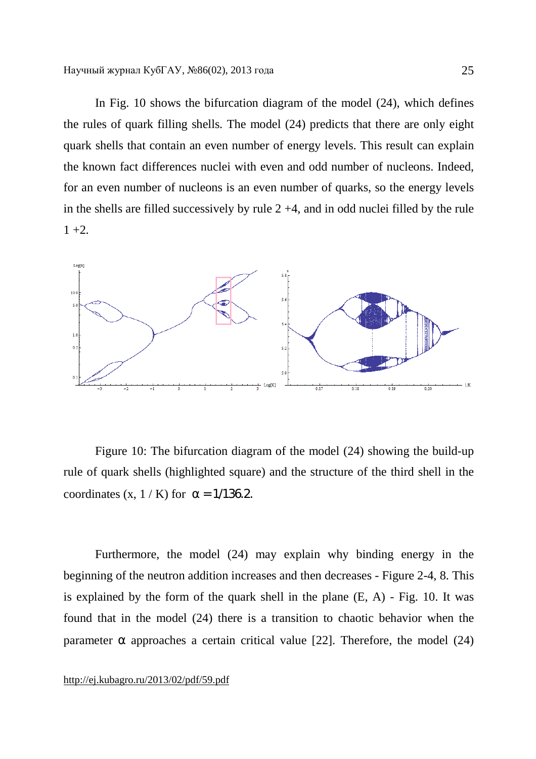In Fig. 10 shows the bifurcation diagram of the model (24), which defines the rules of quark filling shells. The model (24) predicts that there are only eight quark shells that contain an even number of energy levels. This result can explain the known fact differences nuclei with even and odd number of nucleons. Indeed, for an even number of nucleons is an even number of quarks, so the energy levels in the shells are filled successively by rule 2 +4, and in odd nuclei filled by the rule 1 +2.

Log[x]

10.0
5.0
1.0
0.5
0.1

-3 -2 -1 0 1 2 3 Log[K]

x
5.8
5.6
5.4
5.2
5.0

0.17 0.18 0.19 0.20 1/K

Figure 10: The bifurcation diagram of the model (24) showing the build-up rule of quark shells (highlighted square) and the structure of the third shell in the coordinates (x, 1 / K) for $\alpha = 1/136.2$.

Furthermore, the model (24) may explain why binding energy in the beginning of the neutron addition increases and then decreases - Figure 2-4, 8. This is explained by the form of the quark shell in the plane (E, A) - Fig. 10. It was found that in the model (24) there is a transition to chaotic behavior when the parameter $\alpha$ approaches a certain critical value [22]. Therefore, the model (24)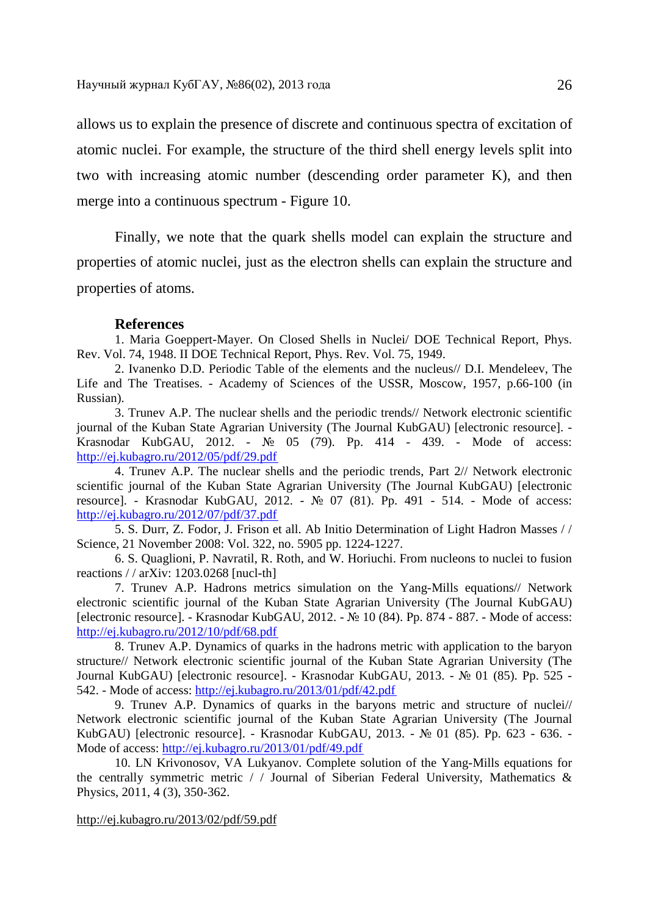allows us to explain the presence of discrete and continuous spectra of excitation of atomic nuclei. For example, the structure of the third shell energy levels split into two with increasing atomic number (descending order parameter K), and then merge into a continuous spectrum - Figure 10.

Finally, we note that the quark shells model can explain the structure and properties of atomic nuclei, just as the electron shells can explain the structure and properties of atoms.

## References

1. Maria Goeppert-Mayer. On Closed Shells in Nuclei/ DOE Technical Report, Phys. Rev. Vol. 74, 1948. II DOE Technical Report, Phys. Rev. Vol. 75, 1949.

2. Ivanenko D.D. Periodic Table of the elements and the nucleus// D.I. Mendeleev, The Life and The Treatises. - Academy of Sciences of the USSR, Moscow, 1957, p.66-100 (in Russian).

3. Trunev A.P. The nuclear shells and the periodic trends// Network electronic scientific journal of the Kuban State Agrarian University (The Journal KubGAU) [electronic resource]. - Krasnodar KubGAU, 2012. - № 05 (79). Pp. 414 - 439. - Mode of access: http://ej.kubagro.ru/2012/05/pdf/29.pdf

4. Trunev A.P. The nuclear shells and the periodic trends, Part 2// Network electronic scientific journal of the Kuban State Agrarian University (The Journal KubGAU) [electronic resource]. - Krasnodar KubGAU, 2012. - № 07 (81). Pp. 491 - 514. - Mode of access: http://ej.kubagro.ru/2012/07/pdf/37.pdf

5. S. Durr, Z. Fodor, J. Frison et all. Ab Initio Determination of Light Hadron Masses / / Science, 21 November 2008: Vol. 322, no. 5905 pp. 1224-1227.

6. S. Quaglioni, P. Navratil, R. Roth, and W. Horiuchi. From nucleons to nuclei to fusion reactions / / arXiv: 1203.0268 [nucl-th]

7. Trunev A.P. Hadrons metrics simulation on the Yang-Mills equations// Network electronic scientific journal of the Kuban State Agrarian University (The Journal KubGAU) [electronic resource]. - Krasnodar KubGAU, 2012. - № 10 (84). Pp. 874 - 887. - Mode of access: http://ej.kubagro.ru/2012/10/pdf/68.pdf

8. Trunev A.P. Dynamics of quarks in the hadrons metric with application to the baryon structure// Network electronic scientific journal of the Kuban State Agrarian University (The Journal KubGAU) [electronic resource]. - Krasnodar KubGAU, 2013. - № 01 (85). Pp. 525 - 542. - Mode of access: http://ej.kubagro.ru/2013/01/pdf/42.pdf

9. Trunev A.P. Dynamics of quarks in the baryons metric and structure of nuclei// Network electronic scientific journal of the Kuban State Agrarian University (The Journal KubGAU) [electronic resource]. - Krasnodar KubGAU, 2013. - № 01 (85). Pp. 623 - 636. - Mode of access: http://ej.kubagro.ru/2013/01/pdf/49.pdf

10. LN Krivonosov, VA Lukyanov. Complete solution of the Yang-Mills equations for the centrally symmetric metric / / Journal of Siberian Federal University, Mathematics & Physics, 2011, 4 (3), 350-362.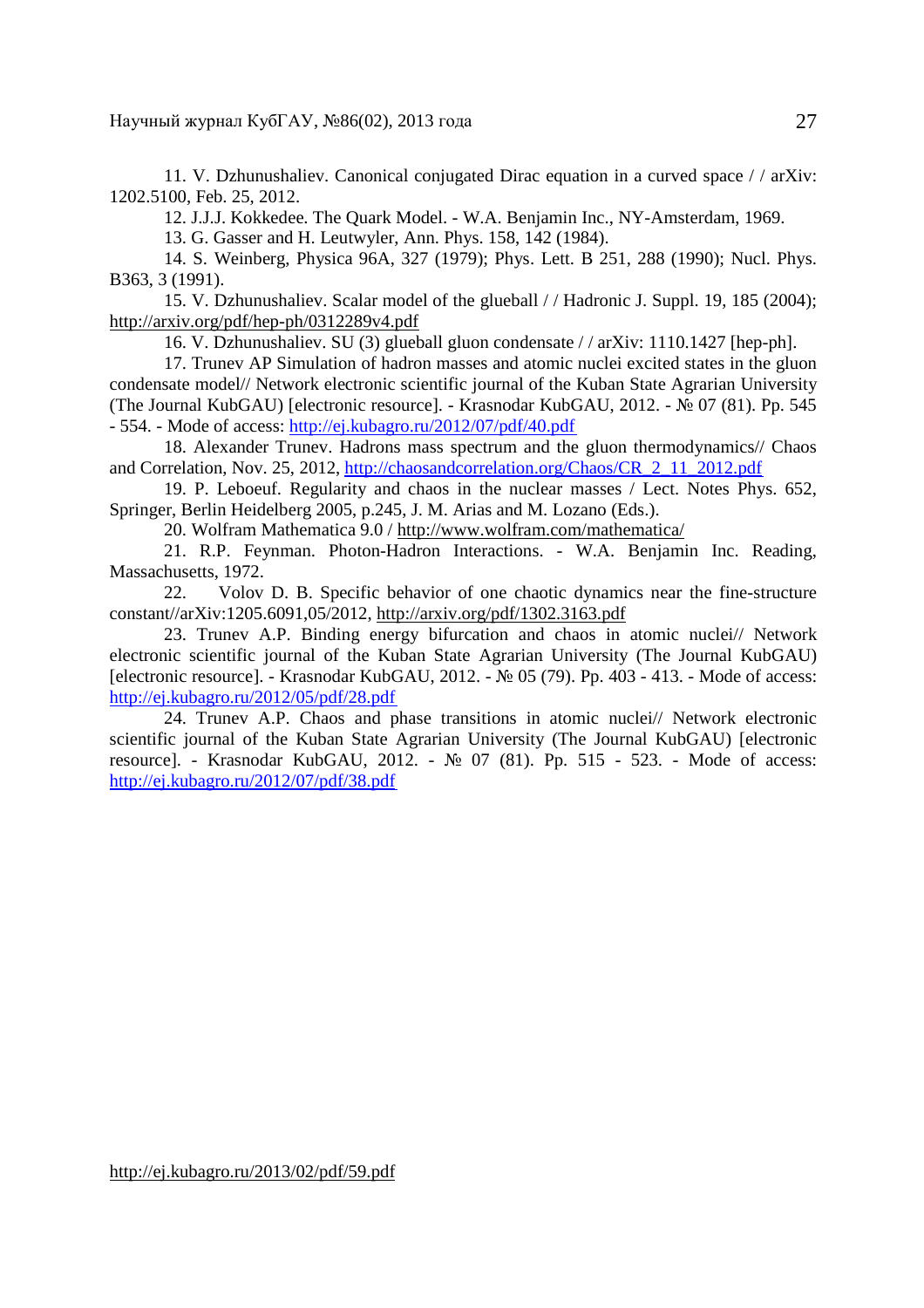11. V. Dzhunushaliev. Canonical conjugated Dirac equation in a curved space / / arXiv: 1202.5100, Feb. 25, 2012.

12. J.J.J. Kokkedee. The Quark Model. - W.A. Benjamin Inc., NY-Amsterdam, 1969.

13. G. Gasser and H. Leutwyler, Ann. Phys. 158, 142 (1984).

14. S. Weinberg, Physica 96A, 327 (1979); Phys. Lett. B 251, 288 (1990); Nucl. Phys. B363, 3 (1991).

15. V. Dzhunushaliev. Scalar model of the glueball / / Hadronic J. Suppl. 19, 185 (2004); http://arxiv.org/pdf/hep-ph/0312289v4.pdf

16. V. Dzhunushaliev. SU (3) glueball gluon condensate / / arXiv: 1110.1427 [hep-ph].

17. Trunev AP Simulation of hadron masses and atomic nuclei excited states in the gluon condensate model// Network electronic scientific journal of the Kuban State Agrarian University (The Journal KubGAU) [electronic resource]. - Krasnodar KubGAU, 2012. - № 07 (81). Pp. 545 - 554. - Mode of access: http://ej.kubagro.ru/2012/07/pdf/40.pdf

18. Alexander Trunev. Hadrons mass spectrum and the gluon thermodynamics// Chaos and Correlation, Nov. 25, 2012, http://chaosandcorrelation.org/Chaos/CR_2_11_2012.pdf

19. P. Leboeuf. Regularity and chaos in the nuclear masses / Lect. Notes Phys. 652, Springer, Berlin Heidelberg 2005, p.245, J. M. Arias and M. Lozano (Eds.).

20. Wolfram Mathematica 9.0 / http://www.wolfram.com/mathematica/

21. R.P. Feynman. Photon-Hadron Interactions. - W.A. Benjamin Inc. Reading, Massachusetts, 1972.

22. Volov D. B. Specific behavior of one chaotic dynamics near the fine-structure constant//arXiv:1205.6091,05/2012, http://arxiv.org/pdf/1302.3163.pdf

23. Trunev A.P. Binding energy bifurcation and chaos in atomic nuclei// Network electronic scientific journal of the Kuban State Agrarian University (The Journal KubGAU) [electronic resource]. - Krasnodar KubGAU, 2012. - № 05 (79). Pp. 403 - 413. - Mode of access: http://ej.kubagro.ru/2012/05/pdf/28.pdf

24. Trunev A.P. Chaos and phase transitions in atomic nuclei// Network electronic scientific journal of the Kuban State Agrarian University (The Journal KubGAU) [electronic resource]. - Krasnodar KubGAU, 2012. - № 07 (81). Pp. 515 - 523. - Mode of access: http://ej.kubagro.ru/2012/07/pdf/38.pdf